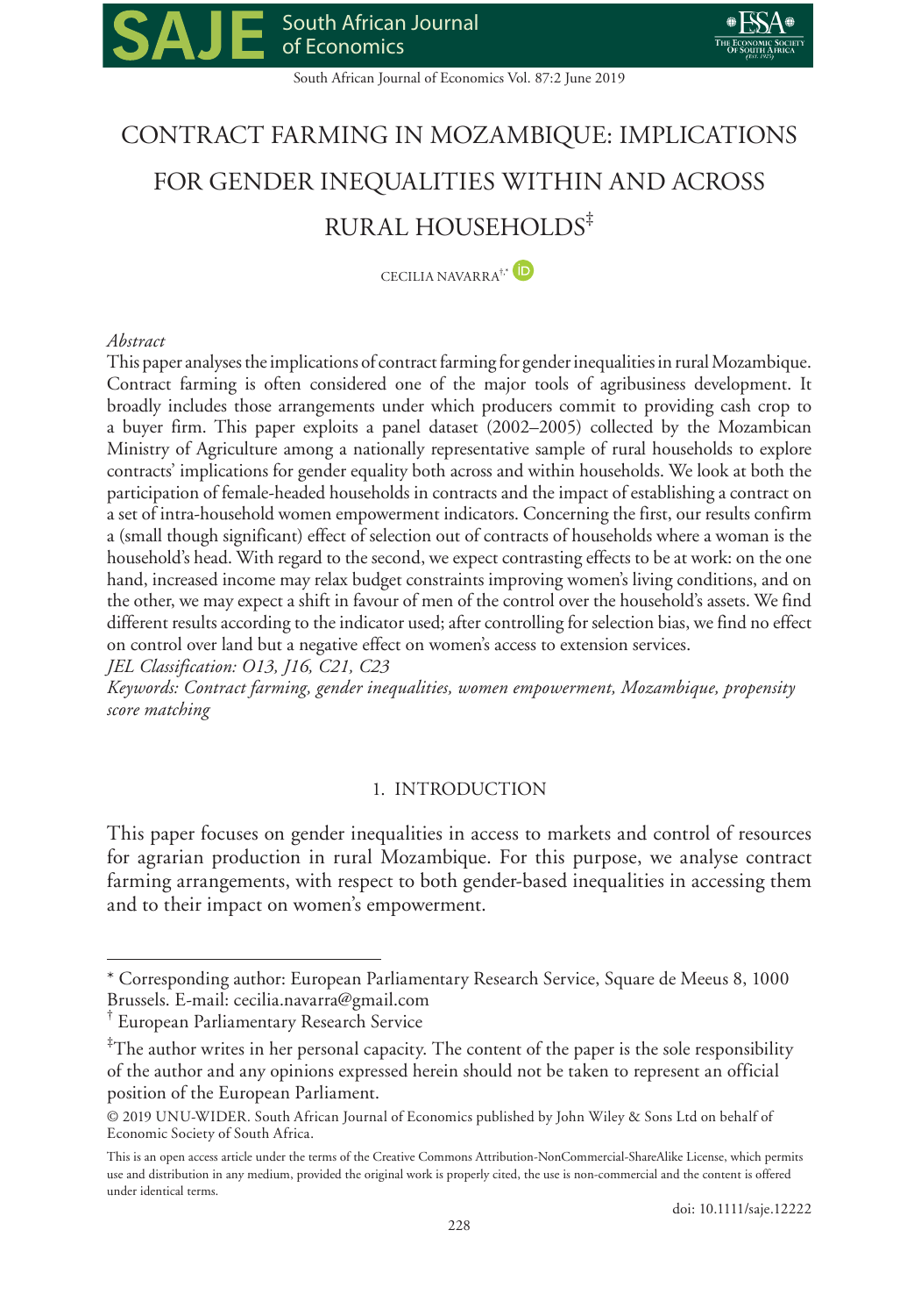# CONTRACT FARMING IN MOZAMBIQUE: IMPLICATIONS FOR GENDER INEQUALITIES WITHIN AND ACROSS RURAL HOUSEHOLDS[‡]

CECILIA NAVARRA[†,*]

*Abstract*

This paper analyses the implications of contract farming for gender inequalities in rural Mozambique. Contract farming is often considered one of the major tools of agribusiness development. It broadly includes those arrangements under which producers commit to providing cash crop to a buyer firm. This paper exploits a panel dataset (2002–2005) collected by the Mozambican Ministry of Agriculture among a nationally representative sample of rural households to explore contracts' implications for gender equality both across and within households. We look at both the participation of female-headed households in contracts and the impact of establishing a contract on a set of intra-household women empowerment indicators. Concerning the first, our results confirm a (small though significant) effect of selection out of contracts of households where a woman is the household's head. With regard to the second, we expect contrasting effects to be at work: on the one hand, increased income may relax budget constraints improving women's living conditions, and on the other, we may expect a shift in favour of men of the control over the household's assets. We find different results according to the indicator used; after controlling for selection bias, we find no effect on control over land but a negative effect on women's access to extension services.

*JEL Classification: O13, J16, C21, C23*

*Keywords: Contract farming, gender inequalities, women empowerment, Mozambique, propensity score matching*

## 1. INTRODUCTION

This paper focuses on gender inequalities in access to markets and control of resources for agrarian production in rural Mozambique. For this purpose, we analyse contract farming arrangements, with respect to both gender-based inequalities in accessing them and to their impact on women's empowerment.

---

* Corresponding author: European Parliamentary Research Service, Square de Meeus 8, 1000 Brussels. E-mail: cecilia.navarra@gmail.com

[†] European Parliamentary Research Service

[‡] The author writes in her personal capacity. The content of the paper is the sole responsibility of the author and any opinions expressed herein should not be taken to represent an official position of the European Parliament.

© 2019 UNU-WIDER. South African Journal of Economics published by John Wiley & Sons Ltd on behalf of Economic Society of South Africa.

This is an open access article under the terms of the Creative Commons Attribution-NonCommercial-ShareAlike License, which permits use and distribution in any medium, provided the original work is properly cited, the use is non-commercial and the content is offered under identical terms.

doi: 10.1111/saje.12222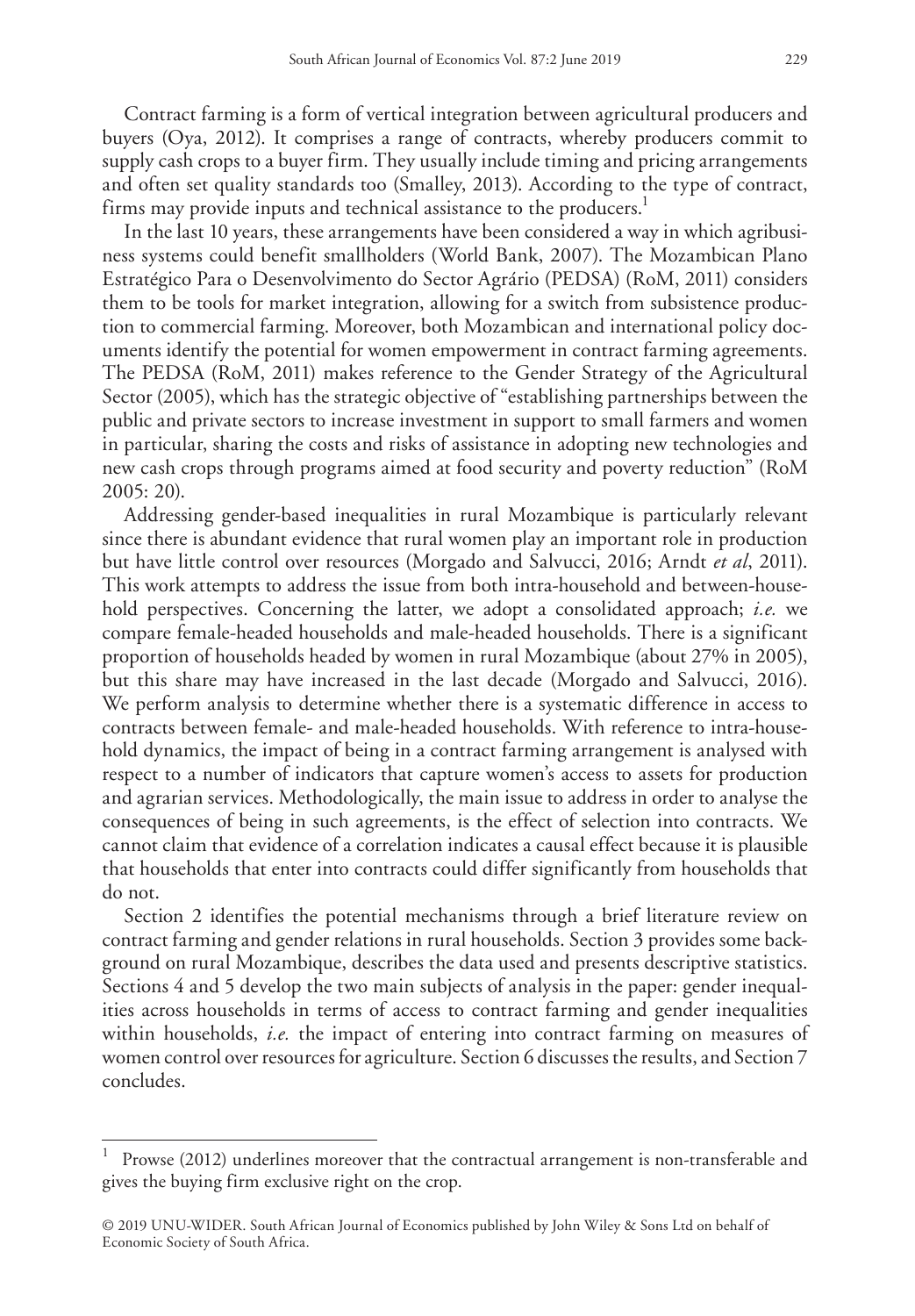Contract farming is a form of vertical integration between agricultural producers and buyers (Oya, 2012). It comprises a range of contracts, whereby producers commit to supply cash crops to a buyer firm. They usually include timing and pricing arrangements and often set quality standards too (Smalley, 2013). According to the type of contract, firms may provide inputs and technical assistance to the producers.[1]

In the last 10 years, these arrangements have been considered a way in which agribusiness systems could benefit smallholders (World Bank, 2007). The Mozambican Plano Estratégico Para o Desenvolvimento do Sector Agrário (PEDSA) (RoM, 2011) considers them to be tools for market integration, allowing for a switch from subsistence production to commercial farming. Moreover, both Mozambican and international policy documents identify the potential for women empowerment in contract farming agreements. The PEDSA (RoM, 2011) makes reference to the Gender Strategy of the Agricultural Sector (2005), which has the strategic objective of "establishing partnerships between the public and private sectors to increase investment in support to small farmers and women in particular, sharing the costs and risks of assistance in adopting new technologies and new cash crops through programs aimed at food security and poverty reduction" (RoM 2005: 20).

Addressing gender-based inequalities in rural Mozambique is particularly relevant since there is abundant evidence that rural women play an important role in production but have little control over resources (Morgado and Salvucci, 2016; Arndt *et al*, 2011). This work attempts to address the issue from both intra-household and between-household perspectives. Concerning the latter, we adopt a consolidated approach; *i.e.* we compare female-headed households and male-headed households. There is a significant proportion of households headed by women in rural Mozambique (about 27% in 2005), but this share may have increased in the last decade (Morgado and Salvucci, 2016). We perform analysis to determine whether there is a systematic difference in access to contracts between female- and male-headed households. With reference to intra-household dynamics, the impact of being in a contract farming arrangement is analysed with respect to a number of indicators that capture women's access to assets for production and agrarian services. Methodologically, the main issue to address in order to analyse the consequences of being in such agreements, is the effect of selection into contracts. We cannot claim that evidence of a correlation indicates a causal effect because it is plausible that households that enter into contracts could differ significantly from households that do not.

Section 2 identifies the potential mechanisms through a brief literature review on contract farming and gender relations in rural households. Section 3 provides some background on rural Mozambique, describes the data used and presents descriptive statistics. Sections 4 and 5 develop the two main subjects of analysis in the paper: gender inequalities across households in terms of access to contract farming and gender inequalities within households, *i.e.* the impact of entering into contract farming on measures of women control over resources for agriculture. Section 6 discusses the results, and Section 7 concludes.

---

[1] Prowse (2012) underlines moreover that the contractual arrangement is non-transferable and gives the buying firm exclusive right on the crop.

© 2019 UNU-WIDER. South African Journal of Economics published by John Wiley & Sons Ltd on behalf of Economic Society of South Africa.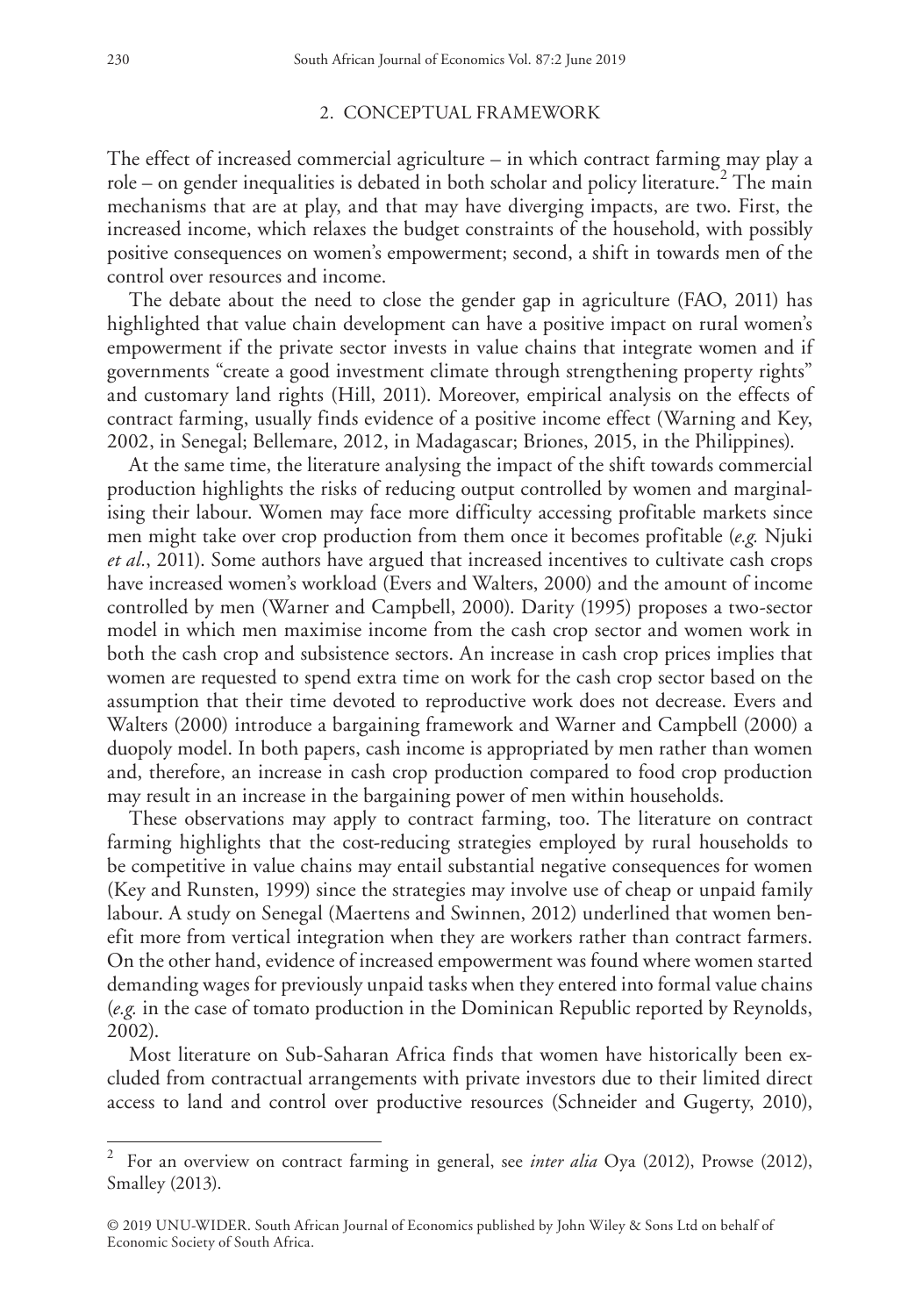## 2. CONCEPTUAL FRAMEWORK

The effect of increased commercial agriculture – in which contract farming may play a role – on gender inequalities is debated in both scholar and policy literature.[2] The main mechanisms that are at play, and that may have diverging impacts, are two. First, the increased income, which relaxes the budget constraints of the household, with possibly positive consequences on women's empowerment; second, a shift in towards men of the control over resources and income.

The debate about the need to close the gender gap in agriculture (FAO, 2011) has highlighted that value chain development can have a positive impact on rural women's empowerment if the private sector invests in value chains that integrate women and if governments "create a good investment climate through strengthening property rights" and customary land rights (Hill, 2011). Moreover, empirical analysis on the effects of contract farming, usually finds evidence of a positive income effect (Warning and Key, 2002, in Senegal; Bellemare, 2012, in Madagascar; Briones, 2015, in the Philippines).

At the same time, the literature analysing the impact of the shift towards commercial production highlights the risks of reducing output controlled by women and marginalising their labour. Women may face more difficulty accessing profitable markets since men might take over crop production from them once it becomes profitable (*e.g.* Njuki *et al.*, 2011). Some authors have argued that increased incentives to cultivate cash crops have increased women's workload (Evers and Walters, 2000) and the amount of income controlled by men (Warner and Campbell, 2000). Darity (1995) proposes a two-sector model in which men maximise income from the cash crop sector and women work in both the cash crop and subsistence sectors. An increase in cash crop prices implies that women are requested to spend extra time on work for the cash crop sector based on the assumption that their time devoted to reproductive work does not decrease. Evers and Walters (2000) introduce a bargaining framework and Warner and Campbell (2000) a duopoly model. In both papers, cash income is appropriated by men rather than women and, therefore, an increase in cash crop production compared to food crop production may result in an increase in the bargaining power of men within households.

These observations may apply to contract farming, too. The literature on contract farming highlights that the cost-reducing strategies employed by rural households to be competitive in value chains may entail substantial negative consequences for women (Key and Runsten, 1999) since the strategies may involve use of cheap or unpaid family labour. A study on Senegal (Maertens and Swinnen, 2012) underlined that women benefit more from vertical integration when they are workers rather than contract farmers. On the other hand, evidence of increased empowerment was found where women started demanding wages for previously unpaid tasks when they entered into formal value chains (*e.g.* in the case of tomato production in the Dominican Republic reported by Reynolds, 2002).

Most literature on Sub-Saharan Africa finds that women have historically been excluded from contractual arrangements with private investors due to their limited direct access to land and control over productive resources (Schneider and Gugerty, 2010),

---

[2] For an overview on contract farming in general, see *inter alia* Oya (2012), Prowse (2012), Smalley (2013).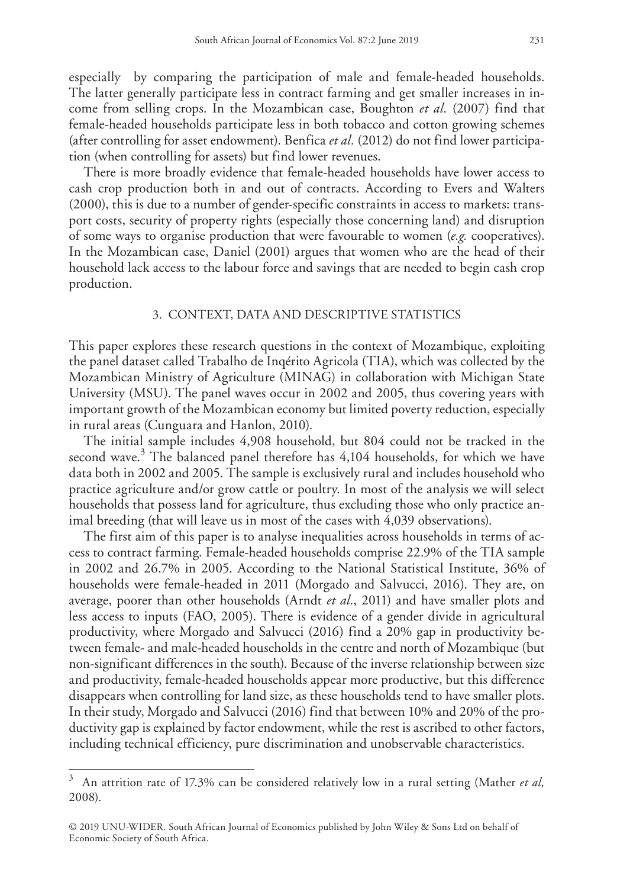especially by comparing the participation of male and female-headed households. The latter generally participate less in contract farming and get smaller increases in income from selling crops. In the Mozambican case, Boughton *et al.* (2007) find that female-headed households participate less in both tobacco and cotton growing schemes (after controlling for asset endowment). Benfica *et al.* (2012) do not find lower participation (when controlling for assets) but find lower revenues.

There is more broadly evidence that female-headed households have lower access to cash crop production both in and out of contracts. According to Evers and Walters (2000), this is due to a number of gender-specific constraints in access to markets: transport costs, security of property rights (especially those concerning land) and disruption of some ways to organise production that were favourable to women (*e.g.* cooperatives). In the Mozambican case, Daniel (2001) argues that women who are the head of their household lack access to the labour force and savings that are needed to begin cash crop production.

## 3. CONTEXT, DATA AND DESCRIPTIVE STATISTICS

This paper explores these research questions in the context of Mozambique, exploiting the panel dataset called Trabalho de Inqérito Agricola (TIA), which was collected by the Mozambican Ministry of Agriculture (MINAG) in collaboration with Michigan State University (MSU). The panel waves occur in 2002 and 2005, thus covering years with important growth of the Mozambican economy but limited poverty reduction, especially in rural areas (Cunguara and Hanlon, 2010).

The initial sample includes 4,908 household, but 804 could not be tracked in the second wave.[3] The balanced panel therefore has 4,104 households, for which we have data both in 2002 and 2005. The sample is exclusively rural and includes household who practice agriculture and/or grow cattle or poultry. In most of the analysis we will select households that possess land for agriculture, thus excluding those who only practice animal breeding (that will leave us in most of the cases with 4,039 observations).

The first aim of this paper is to analyse inequalities across households in terms of access to contract farming. Female-headed households comprise 22.9% of the TIA sample in 2002 and 26.7% in 2005. According to the National Statistical Institute, 36% of households were female-headed in 2011 (Morgado and Salvucci, 2016). They are, on average, poorer than other households (Arndt *et al.*, 2011) and have smaller plots and less access to inputs (FAO, 2005). There is evidence of a gender divide in agricultural productivity, where Morgado and Salvucci (2016) find a 20% gap in productivity between female- and male-headed households in the centre and north of Mozambique (but non-significant differences in the south). Because of the inverse relationship between size and productivity, female-headed households appear more productive, but this difference disappears when controlling for land size, as these households tend to have smaller plots. In their study, Morgado and Salvucci (2016) find that between 10% and 20% of the productivity gap is explained by factor endowment, while the rest is ascribed to other factors, including technical efficiency, pure discrimination and unobservable characteristics.

[3] An attrition rate of 17.3% can be considered relatively low in a rural setting (Mather *et al,* 2008).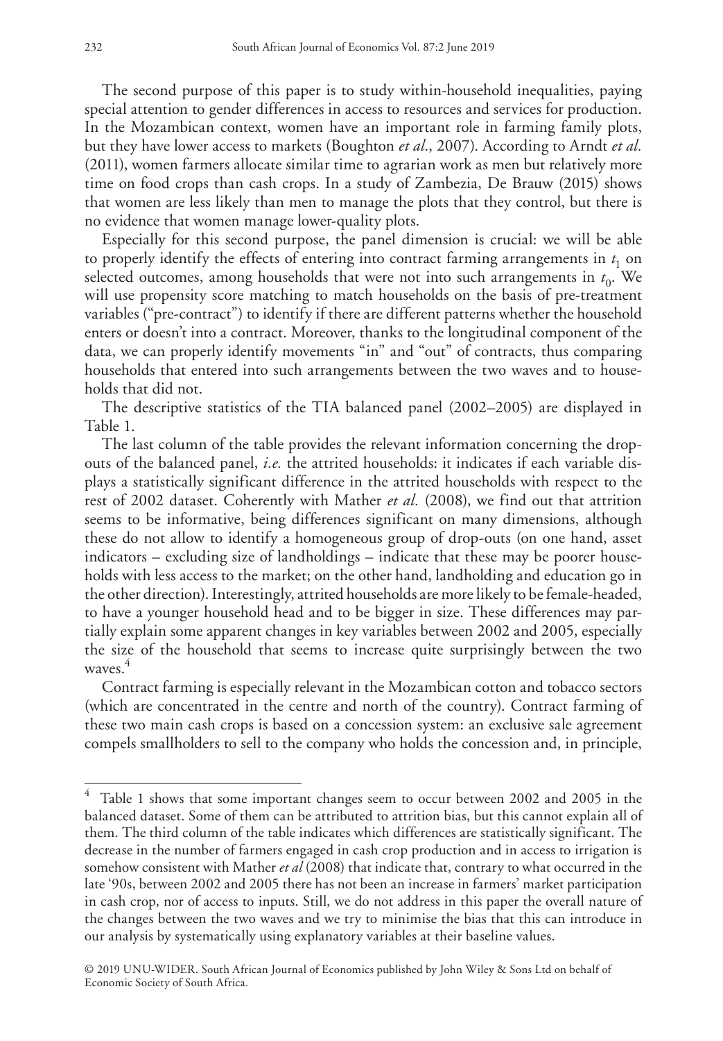The second purpose of this paper is to study within-household inequalities, paying special attention to gender differences in access to resources and services for production. In the Mozambican context, women have an important role in farming family plots, but they have lower access to markets (Boughton *et al*., 2007). According to Arndt *et al.* (2011), women farmers allocate similar time to agrarian work as men but relatively more time on food crops than cash crops. In a study of Zambezia, De Brauw (2015) shows that women are less likely than men to manage the plots that they control, but there is no evidence that women manage lower-quality plots.

Especially for this second purpose, the panel dimension is crucial: we will be able to properly identify the effects of entering into contract farming arrangements in $t_1$ on selected outcomes, among households that were not into such arrangements in $t_0$. We will use propensity score matching to match households on the basis of pre-treatment variables ("pre-contract") to identify if there are different patterns whether the household enters or doesn't into a contract. Moreover, thanks to the longitudinal component of the data, we can properly identify movements "in" and "out" of contracts, thus comparing households that entered into such arrangements between the two waves and to households that did not.

The descriptive statistics of the TIA balanced panel (2002–2005) are displayed in Table 1.

The last column of the table provides the relevant information concerning the drop-outs of the balanced panel, *i.e.* the attrited households: it indicates if each variable displays a statistically significant difference in the attrited households with respect to the rest of 2002 dataset. Coherently with Mather *et al.* (2008), we find out that attrition seems to be informative, being differences significant on many dimensions, although these do not allow to identify a homogeneous group of drop-outs (on one hand, asset indicators – excluding size of landholdings – indicate that these may be poorer households with less access to the market; on the other hand, landholding and education go in the other direction). Interestingly, attrited households are more likely to be female-headed, to have a younger household head and to be bigger in size. These differences may partially explain some apparent changes in key variables between 2002 and 2005, especially the size of the household that seems to increase quite surprisingly between the two waves.[4]

Contract farming is especially relevant in the Mozambican cotton and tobacco sectors (which are concentrated in the centre and north of the country). Contract farming of these two main cash crops is based on a concession system: an exclusive sale agreement compels smallholders to sell to the company who holds the concession and, in principle,

---

[4] Table 1 shows that some important changes seem to occur between 2002 and 2005 in the balanced dataset. Some of them can be attributed to attrition bias, but this cannot explain all of them. The third column of the table indicates which differences are statistically significant. The decrease in the number of farmers engaged in cash crop production and in access to irrigation is somehow consistent with Mather *et al* (2008) that indicate that, contrary to what occurred in the late '90s, between 2002 and 2005 there has not been an increase in farmers' market participation in cash crop, nor of access to inputs. Still, we do not address in this paper the overall nature of the changes between the two waves and we try to minimise the bias that this can introduce in our analysis by systematically using explanatory variables at their baseline values.

© 2019 UNU-WIDER. South African Journal of Economics published by John Wiley & Sons Ltd on behalf of Economic Society of South Africa.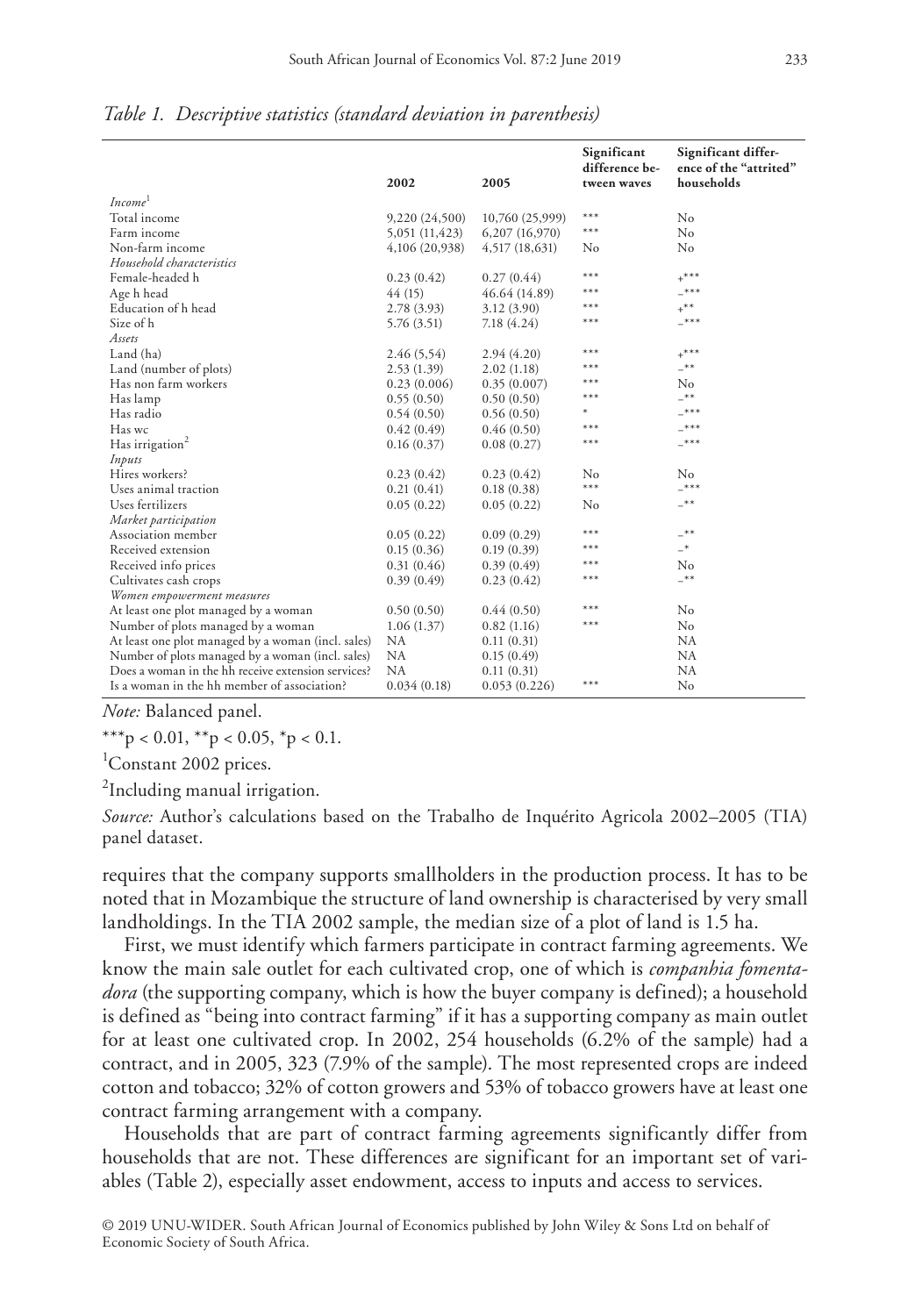*Table 1. Descriptive statistics (standard deviation in parenthesis)*

| | 2002 | 2005 | Significant difference between waves | Significant difference of the "attrited" households |
|---|---|---|---|---|
| *Income*[1] | | | | |
| Total income | 9,220 (24,500) | 10,760 (25,999) | *** | No |
| Farm income | 5,051 (11,423) | 6,207 (16,970) | *** | No |
| Non-farm income | 4,106 (20,938) | 4,517 (18,631) | No | No |
| *Household characteristics* | | | | |
| Female-headed h | 0.23 (0.42) | 0.27 (0.44) | *** | +*** |
| Age h head | 44 (15) | 46.64 (14.89) | *** | −*** |
| Education of h head | 2.78 (3.93) | 3.12 (3.90) | *** | +** |
| Size of h | 5.76 (3.51) | 7.18 (4.24) | *** | −*** |
| *Assets* | | | | |
| Land (ha) | 2.46 (5,54) | 2.94 (4.20) | *** | +*** |
| Land (number of plots) | 2.53 (1.39) | 2.02 (1.18) | *** | −** |
| Has non farm workers | 0.23 (0.006) | 0.35 (0.007) | *** | No |
| Has lamp | 0.55 (0.50) | 0.50 (0.50) | *** | −** |
| Has radio | 0.54 (0.50) | 0.56 (0.50) | * | −*** |
| Has wc | 0.42 (0.49) | 0.46 (0.50) | *** | −*** |
| Has irrigation[2] | 0.16 (0.37) | 0.08 (0.27) | *** | −*** |
| *Inputs* | | | | |
| Hires workers? | 0.23 (0.42) | 0.23 (0.42) | No | No |
| Uses animal traction | 0.21 (0.41) | 0.18 (0.38) | *** | −*** |
| Uses fertilizers | 0.05 (0.22) | 0.05 (0.22) | No | −** |
| *Market participation* | | | | |
| Association member | 0.05 (0.22) | 0.09 (0.29) | *** | −** |
| Received extension | 0.15 (0.36) | 0.19 (0.39) | *** | −* |
| Received info prices | 0.31 (0.46) | 0.39 (0.49) | *** | No |
| Cultivates cash crops | 0.39 (0.49) | 0.23 (0.42) | *** | −** |
| *Women empowerment measures* | | | | |
| At least one plot managed by a woman | 0.50 (0.50) | 0.44 (0.50) | *** | No |
| Number of plots managed by a woman | 1.06 (1.37) | 0.82 (1.16) | *** | No |
| At least one plot managed by a woman (incl. sales) | NA | 0.11 (0.31) | | NA |
| Number of plots managed by a woman (incl. sales) | NA | 0.15 (0.49) | | NA |
| Does a woman in the hh receive extension services? | NA | 0.11 (0.31) | | NA |
| Is a woman in the hh member of association? | 0.034 (0.18) | 0.053 (0.226) | *** | No |

*Note:* Balanced panel.

***p < 0.01, **p < 0.05, *p < 0.1.

[1]Constant 2002 prices.

[2]Including manual irrigation.

*Source:* Author's calculations based on the Trabalho de Inquérito Agricola 2002–2005 (TIA) panel dataset.

requires that the company supports smallholders in the production process. It has to be noted that in Mozambique the structure of land ownership is characterised by very small landholdings. In the TIA 2002 sample, the median size of a plot of land is 1.5 ha.

First, we must identify which farmers participate in contract farming agreements. We know the main sale outlet for each cultivated crop, one of which is *companhia fomentadora* (the supporting company, which is how the buyer company is defined); a household is defined as "being into contract farming" if it has a supporting company as main outlet for at least one cultivated crop. In 2002, 254 households (6.2% of the sample) had a contract, and in 2005, 323 (7.9% of the sample). The most represented crops are indeed cotton and tobacco; 32% of cotton growers and 53% of tobacco growers have at least one contract farming arrangement with a company.

Households that are part of contract farming agreements significantly differ from households that are not. These differences are significant for an important set of variables (Table 2), especially asset endowment, access to inputs and access to services.

© 2019 UNU-WIDER. South African Journal of Economics published by John Wiley & Sons Ltd on behalf of Economic Society of South Africa.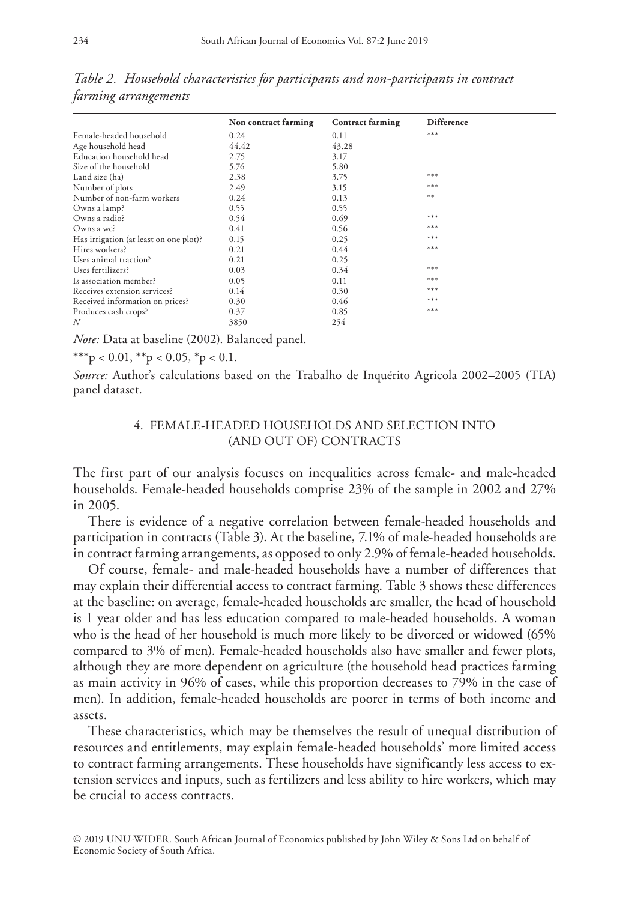*Table 2. Household characteristics for participants and non-participants in contract farming arrangements*

| | Non contract farming | Contract farming | Difference |
|---|---|---|---|
| Female-headed household | 0.24 | 0.11 | *** |
| Age household head | 44.42 | 43.28 | |
| Education household head | 2.75 | 3.17 | |
| Size of the household | 5.76 | 5.80 | |
| Land size (ha) | 2.38 | 3.75 | *** |
| Number of plots | 2.49 | 3.15 | *** |
| Number of non-farm workers | 0.24 | 0.13 | ** |
| Owns a lamp? | 0.55 | 0.55 | |
| Owns a radio? | 0.54 | 0.69 | *** |
| Owns a wc? | 0.41 | 0.56 | *** |
| Has irrigation (at least on one plot)? | 0.15 | 0.25 | *** |
| Hires workers? | 0.21 | 0.44 | *** |
| Uses animal traction? | 0.21 | 0.25 | |
| Uses fertilizers? | 0.03 | 0.34 | *** |
| Is association member? | 0.05 | 0.11 | *** |
| Receives extension services? | 0.14 | 0.30 | *** |
| Received information on prices? | 0.30 | 0.46 | *** |
| Produces cash crops? | 0.37 | 0.85 | *** |
| $N$ | 3850 | 254 | |

*Note:* Data at baseline (2002). Balanced panel.

***$p < 0.01$, **$p < 0.05$, *$p < 0.1$.

*Source:* Author's calculations based on the Trabalho de Inquérito Agricola 2002–2005 (TIA) panel dataset.

## 4. FEMALE-HEADED HOUSEHOLDS AND SELECTION INTO (AND OUT OF) CONTRACTS

The first part of our analysis focuses on inequalities across female- and male-headed households. Female-headed households comprise 23% of the sample in 2002 and 27% in 2005.

There is evidence of a negative correlation between female-headed households and participation in contracts (Table 3). At the baseline, 7.1% of male-headed households are in contract farming arrangements, as opposed to only 2.9% of female-headed households.

Of course, female- and male-headed households have a number of differences that may explain their differential access to contract farming. Table 3 shows these differences at the baseline: on average, female-headed households are smaller, the head of household is 1 year older and has less education compared to male-headed households. A woman who is the head of her household is much more likely to be divorced or widowed (65% compared to 3% of men). Female-headed households also have smaller and fewer plots, although they are more dependent on agriculture (the household head practices farming as main activity in 96% of cases, while this proportion decreases to 79% in the case of men). In addition, female-headed households are poorer in terms of both income and assets.

These characteristics, which may be themselves the result of unequal distribution of resources and entitlements, may explain female-headed households' more limited access to contract farming arrangements. These households have significantly less access to extension services and inputs, such as fertilizers and less ability to hire workers, which may be crucial to access contracts.

© 2019 UNU-WIDER. South African Journal of Economics published by John Wiley & Sons Ltd on behalf of Economic Society of South Africa.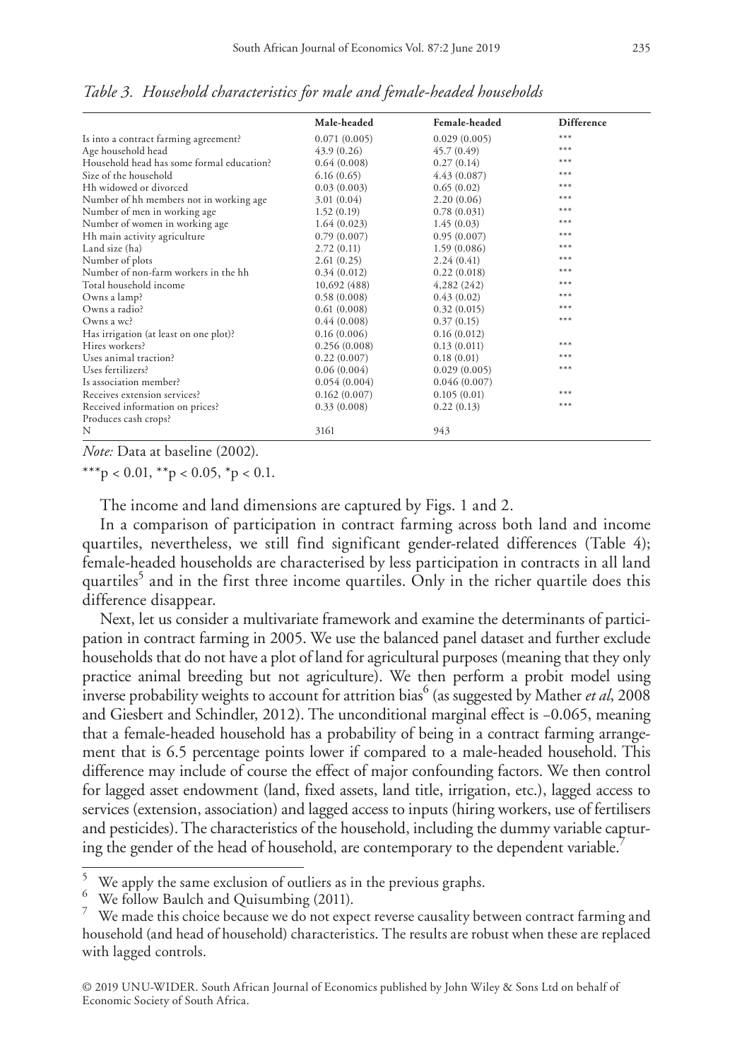*Table 3. Household characteristics for male and female-headed households*

| | Male-headed | Female-headed | Difference |
|---|---|---|---|
| Is into a contract farming agreement? | 0.071 (0.005) | 0.029 (0.005) | *** |
| Age household head | 43.9 (0.26) | 45.7 (0.49) | *** |
| Household head has some formal education? | 0.64 (0.008) | 0.27 (0.14) | *** |
| Size of the household | 6.16 (0.65) | 4.43 (0.087) | *** |
| Hh widowed or divorced | 0.03 (0.003) | 0.65 (0.02) | *** |
| Number of hh members not in working age | 3.01 (0.04) | 2.20 (0.06) | *** |
| Number of men in working age | 1.52 (0.19) | 0.78 (0.031) | *** |
| Number of women in working age | 1.64 (0.023) | 1.45 (0.03) | *** |
| Hh main activity agriculture | 0.79 (0.007) | 0.95 (0.007) | *** |
| Land size (ha) | 2.72 (0.11) | 1.59 (0.086) | *** |
| Number of plots | 2.61 (0.25) | 2.24 (0.41) | *** |
| Number of non-farm workers in the hh | 0.34 (0.012) | 0.22 (0.018) | *** |
| Total household income | 10,692 (488) | 4,282 (242) | *** |
| Owns a lamp? | 0.58 (0.008) | 0.43 (0.02) | *** |
| Owns a radio? | 0.61 (0.008) | 0.32 (0.015) | *** |
| Owns a wc? | 0.44 (0.008) | 0.37 (0.15) | *** |
| Has irrigation (at least on one plot)? | 0.16 (0.006) | 0.16 (0.012) | |
| Hires workers? | 0.256 (0.008) | 0.13 (0.011) | *** |
| Uses animal traction? | 0.22 (0.007) | 0.18 (0.01) | *** |
| Uses fertilizers? | 0.06 (0.004) | 0.029 (0.005) | *** |
| Is association member? | 0.054 (0.004) | 0.046 (0.007) | |
| Receives extension services? | 0.162 (0.007) | 0.105 (0.01) | *** |
| Received information on prices? | 0.33 (0.008) | 0.22 (0.13) | *** |
| Produces cash crops? | | | |
| N | 3161 | 943 | |

*Note:* Data at baseline (2002).

***$p < 0.01$, **$p < 0.05$, *$p < 0.1$.

The income and land dimensions are captured by Figs. 1 and 2.

In a comparison of participation in contract farming across both land and income quartiles, nevertheless, we still find significant gender-related differences (Table 4); female-headed households are characterised by less participation in contracts in all land quartiles[5] and in the first three income quartiles. Only in the richer quartile does this difference disappear.

Next, let us consider a multivariate framework and examine the determinants of participation in contract farming in 2005. We use the balanced panel dataset and further exclude households that do not have a plot of land for agricultural purposes (meaning that they only practice animal breeding but not agriculture). We then perform a probit model using inverse probability weights to account for attrition bias[6] (as suggested by Mather *et al*, 2008 and Giesbert and Schindler, 2012). The unconditional marginal effect is −0.065, meaning that a female-headed household has a probability of being in a contract farming arrangement that is 6.5 percentage points lower if compared to a male-headed household. This difference may include of course the effect of major confounding factors. We then control for lagged asset endowment (land, fixed assets, land title, irrigation, etc.), lagged access to services (extension, association) and lagged access to inputs (hiring workers, use of fertilisers and pesticides). The characteristics of the household, including the dummy variable capturing the gender of the head of household, are contemporary to the dependent variable.[7]

---

[5] We apply the same exclusion of outliers as in the previous graphs.

[6] We follow Baulch and Quisumbing (2011).

[7] We made this choice because we do not expect reverse causality between contract farming and household (and head of household) characteristics. The results are robust when these are replaced with lagged controls.

© 2019 UNU-WIDER. South African Journal of Economics published by John Wiley & Sons Ltd on behalf of Economic Society of South Africa.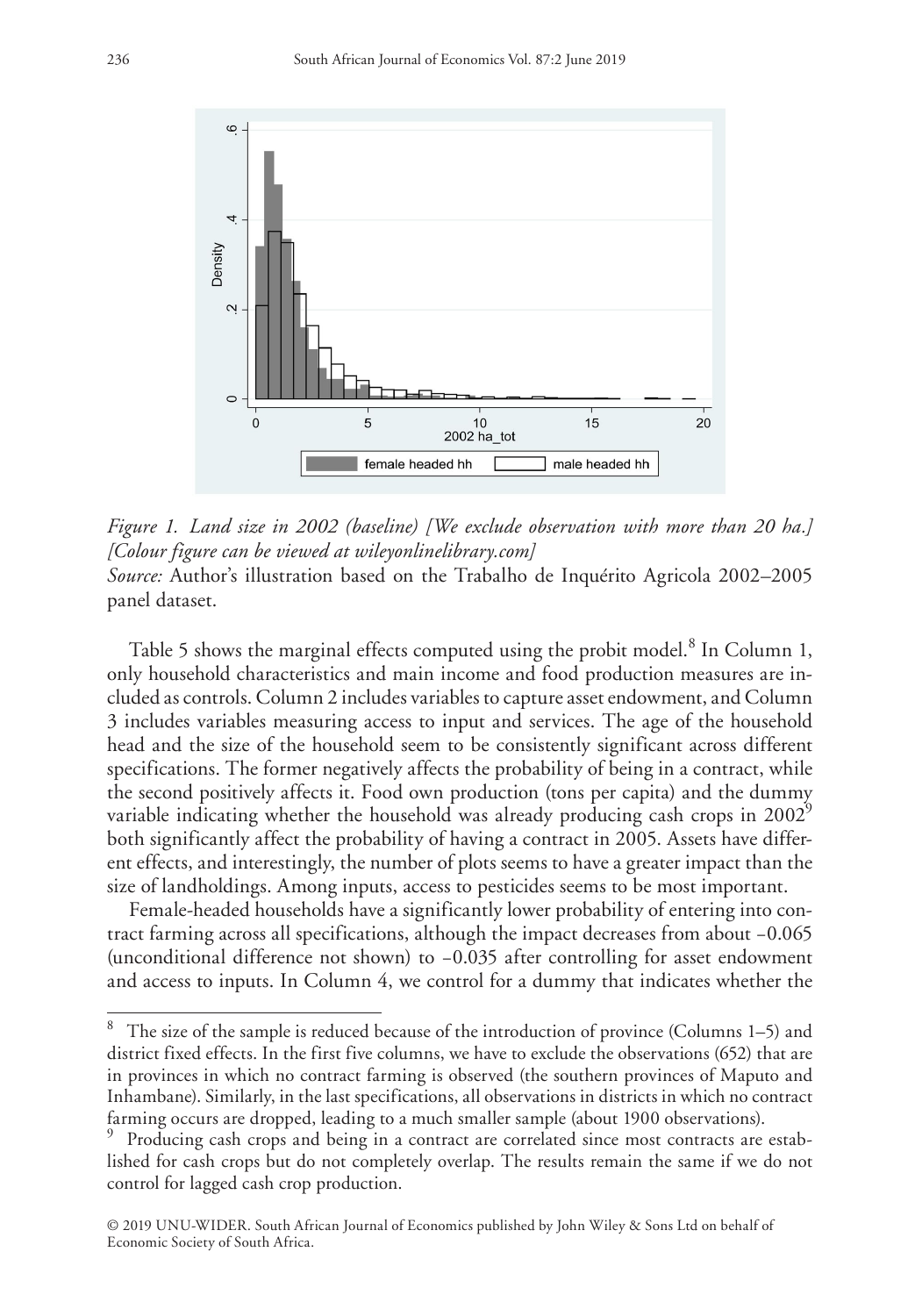*Figure 1. Land size in 2002 (baseline) [We exclude observation with more than 20 ha.] [Colour figure can be viewed at wileyonlinelibrary.com]*

*Source:* Author's illustration based on the Trabalho de Inquérito Agricola 2002–2005 panel dataset.

Table 5 shows the marginal effects computed using the probit model.[8] In Column 1, only household characteristics and main income and food production measures are included as controls. Column 2 includes variables to capture asset endowment, and Column 3 includes variables measuring access to input and services. The age of the household head and the size of the household seem to be consistently significant across different specifications. The former negatively affects the probability of being in a contract, while the second positively affects it. Food own production (tons per capita) and the dummy variable indicating whether the household was already producing cash crops in 2002[9] both significantly affect the probability of having a contract in 2005. Assets have different effects, and interestingly, the number of plots seems to have a greater impact than the size of landholdings. Among inputs, access to pesticides seems to be most important.

Female-headed households have a significantly lower probability of entering into contract farming across all specifications, although the impact decreases from about −0.065 (unconditional difference not shown) to −0.035 after controlling for asset endowment and access to inputs. In Column 4, we control for a dummy that indicates whether the

---

[8] The size of the sample is reduced because of the introduction of province (Columns 1–5) and district fixed effects. In the first five columns, we have to exclude the observations (652) that are in provinces in which no contract farming is observed (the southern provinces of Maputo and Inhambane). Similarly, in the last specifications, all observations in districts in which no contract farming occurs are dropped, leading to a much smaller sample (about 1900 observations).

[9] Producing cash crops and being in a contract are correlated since most contracts are established for cash crops but do not completely overlap. The results remain the same if we do not control for lagged cash crop production.

© 2019 UNU-WIDER. South African Journal of Economics published by John Wiley & Sons Ltd on behalf of Economic Society of South Africa.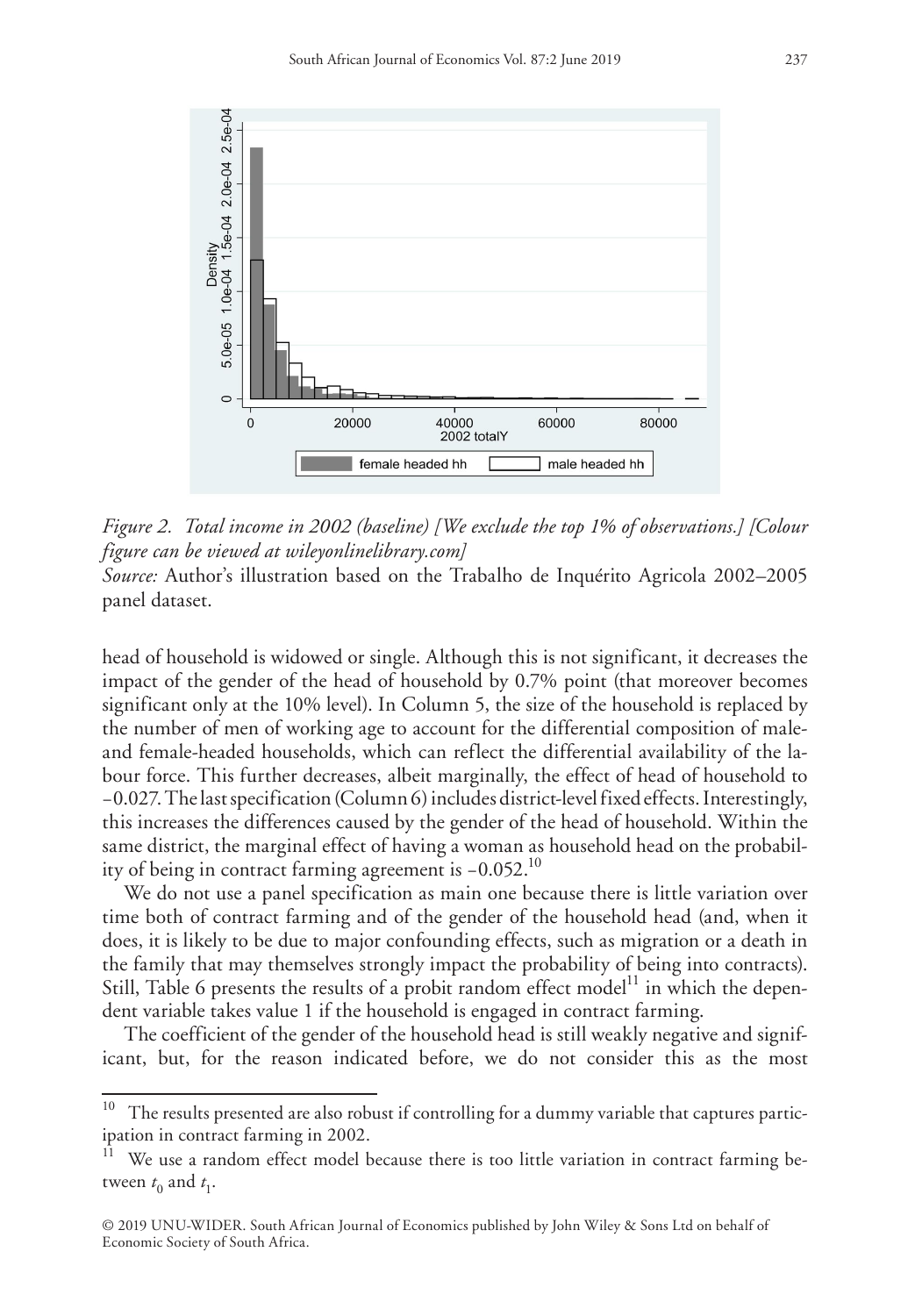*Figure 2. Total income in 2002 (baseline) [We exclude the top 1% of observations.] [Colour figure can be viewed at wileyonlinelibrary.com]*

*Source:* Author's illustration based on the Trabalho de Inquérito Agricola 2002–2005 panel dataset.

head of household is widowed or single. Although this is not significant, it decreases the impact of the gender of the head of household by 0.7% point (that moreover becomes significant only at the 10% level). In Column 5, the size of the household is replaced by the number of men of working age to account for the differential composition of male- and female-headed households, which can reflect the differential availability of the labour force. This further decreases, albeit marginally, the effect of head of household to −0.027. The last specification (Column 6) includes district-level fixed effects. Interestingly, this increases the differences caused by the gender of the head of household. Within the same district, the marginal effect of having a woman as household head on the probability of being in contract farming agreement is −0.052.[10]

We do not use a panel specification as main one because there is little variation over time both of contract farming and of the gender of the household head (and, when it does, it is likely to be due to major confounding effects, such as migration or a death in the family that may themselves strongly impact the probability of being into contracts). Still, Table 6 presents the results of a probit random effect model[11] in which the dependent variable takes value 1 if the household is engaged in contract farming.

The coefficient of the gender of the household head is still weakly negative and significant, but, for the reason indicated before, we do not consider this as the most

[10] The results presented are also robust if controlling for a dummy variable that captures participation in contract farming in 2002.

[11] We use a random effect model because there is too little variation in contract farming between $t_0$ and $t_1$.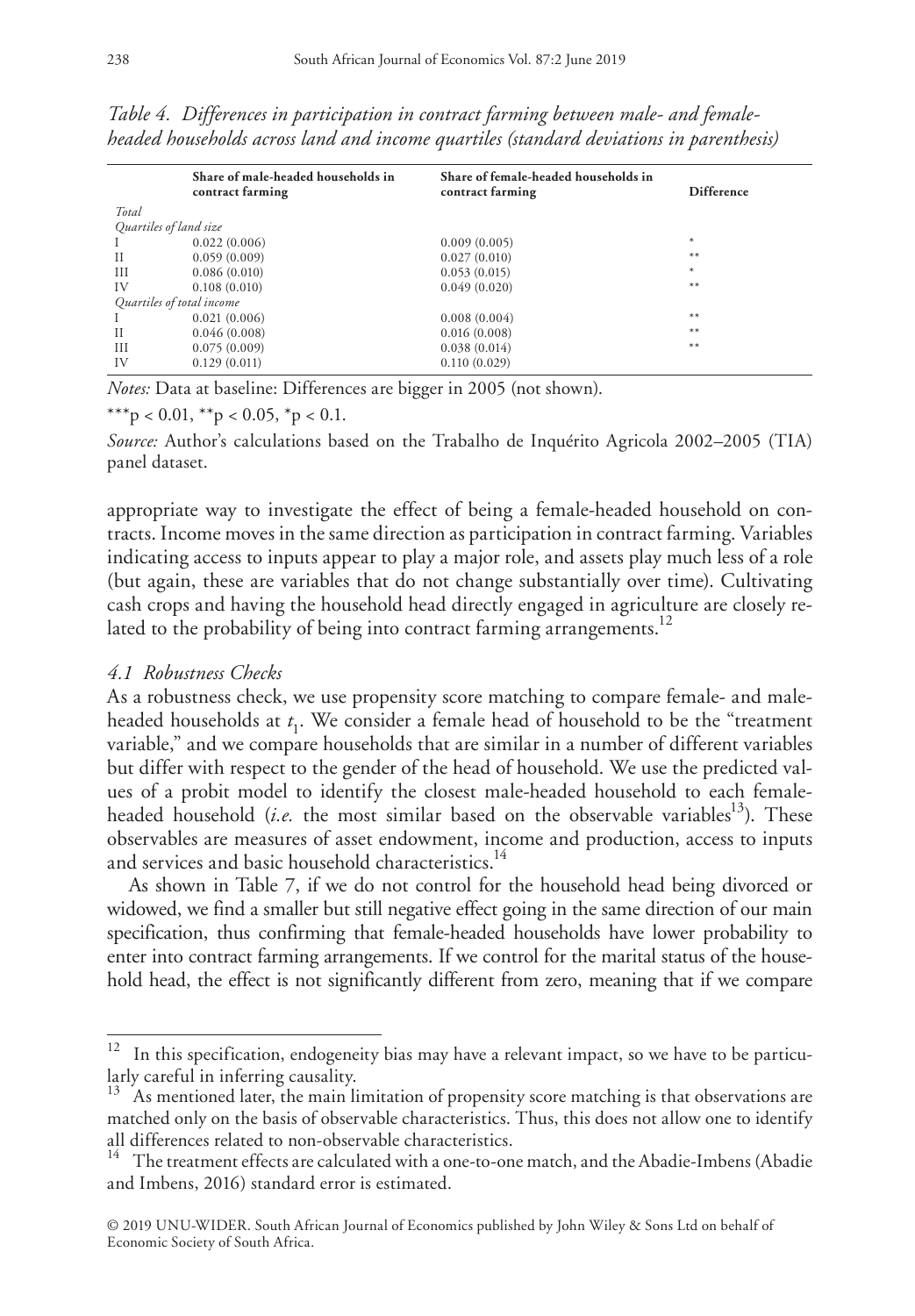*Table 4. Differences in participation in contract farming between male- and female-headed households across land and income quartiles (standard deviations in parenthesis)*

| | Share of male-headed households in contract farming | Share of female-headed households in contract farming | Difference |
|---|---|---|---|
| *Total* | | | |
| *Quartiles of land size* | | | |
| I | 0.022 (0.006) | 0.009 (0.005) | * |
| II | 0.059 (0.009) | 0.027 (0.010) | ** |
| III | 0.086 (0.010) | 0.053 (0.015) | * |
| IV | 0.108 (0.010) | 0.049 (0.020) | ** |
| *Quartiles of total income* | | | |
| I | 0.021 (0.006) | 0.008 (0.004) | ** |
| II | 0.046 (0.008) | 0.016 (0.008) | ** |
| III | 0.075 (0.009) | 0.038 (0.014) | ** |
| IV | 0.129 (0.011) | 0.110 (0.029) | |

*Notes:* Data at baseline: Differences are bigger in 2005 (not shown).

***$p < 0.01$, **$p < 0.05$, *$p < 0.1$.

*Source:* Author's calculations based on the Trabalho de Inquérito Agricola 2002–2005 (TIA) panel dataset.

appropriate way to investigate the effect of being a female-headed household on contracts. Income moves in the same direction as participation in contract farming. Variables indicating access to inputs appear to play a major role, and assets play much less of a role (but again, these are variables that do not change substantially over time). Cultivating cash crops and having the household head directly engaged in agriculture are closely related to the probability of being into contract farming arrangements.[12]

### 4.1 Robustness Checks

As a robustness check, we use propensity score matching to compare female- and male-headed households at $t_1$. We consider a female head of household to be the "treatment variable," and we compare households that are similar in a number of different variables but differ with respect to the gender of the head of household. We use the predicted values of a probit model to identify the closest male-headed household to each female-headed household (*i.e.* the most similar based on the observable variables[13]). These observables are measures of asset endowment, income and production, access to inputs and services and basic household characteristics.[14]

As shown in Table 7, if we do not control for the household head being divorced or widowed, we find a smaller but still negative effect going in the same direction of our main specification, thus confirming that female-headed households have lower probability to enter into contract farming arrangements. If we control for the marital status of the household head, the effect is not significantly different from zero, meaning that if we compare

[12] In this specification, endogeneity bias may have a relevant impact, so we have to be particularly careful in inferring causality.

[13] As mentioned later, the main limitation of propensity score matching is that observations are matched only on the basis of observable characteristics. Thus, this does not allow one to identify all differences related to non-observable characteristics.

[14] The treatment effects are calculated with a one-to-one match, and the Abadie-Imbens (Abadie and Imbens, 2016) standard error is estimated.

© 2019 UNU-WIDER. South African Journal of Economics published by John Wiley & Sons Ltd on behalf of Economic Society of South Africa.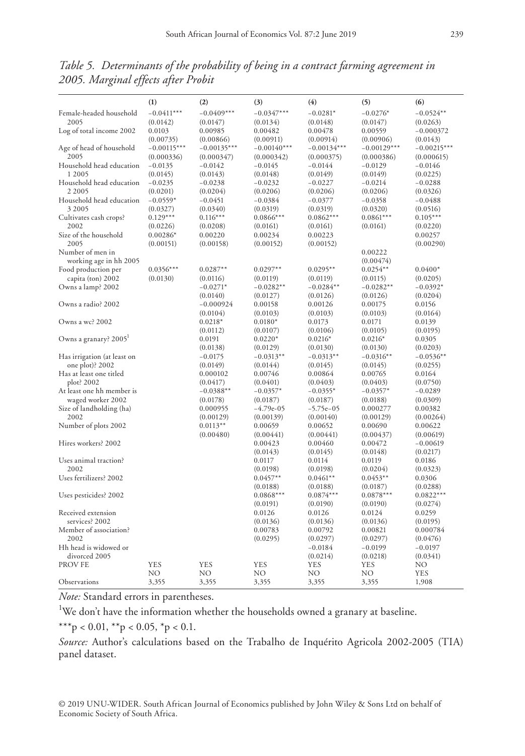*Table 5. Determinants of the probability of being in a contract farming agreement in 2005. Marginal effects after Probit*

| | (1) | (2) | (3) | (4) | (5) | (6) |
|---|---|---|---|---|---|---|
| Female-headed household 2005 | −0.0411*** | −0.0409*** | −0.0347*** | −0.0281* | −0.0276* | −0.0524** |
| | (0.0142) | (0.0147) | (0.0134) | (0.0148) | (0.0147) | (0.0263) |
| Log of total income 2002 | 0.0103 | 0.00985 | 0.00482 | 0.00478 | 0.00559 | −0.000372 |
| | (0.00735) | (0.00866) | (0.00911) | (0.00914) | (0.00906) | (0.0143) |
| Age of head of household 2005 | −0.00115*** | −0.00135*** | −0.00140*** | −0.00134*** | −0.00129*** | −0.00215*** |
| | (0.000336) | (0.000347) | (0.000342) | (0.000375) | (0.000386) | (0.000615) |
| Household head education 1 2005 | −0.0135 | −0.0142 | −0.0145 | −0.0144 | −0.0129 | −0.0146 |
| | (0.0145) | (0.0143) | (0.0148) | (0.0149) | (0.0149) | (0.0225) |
| Household head education 2 2005 | −0.0235 | −0.0238 | −0.0232 | −0.0227 | −0.0214 | −0.0288 |
| | (0.0201) | (0.0204) | (0.0206) | (0.0206) | (0.0206) | (0.0326) |
| Household head education 3 2005 | −0.0559* | −0.0451 | −0.0384 | −0.0377 | −0.0358 | −0.0488 |
| | (0.0327) | (0.0340) | (0.0319) | (0.0319) | (0.0320) | (0.0516) |
| Cultivates cash crops? 2002 | 0.129*** | 0.116*** | 0.0866*** | 0.0862*** | 0.0861*** | 0.105*** |
| | (0.0226) | (0.0208) | (0.0161) | (0.0161) | (0.0161) | (0.0220) |
| Size of the household 2005 | 0.00286* | 0.00220 | 0.00234 | 0.00223 | | 0.00257 |
| | (0.00151) | (0.00158) | (0.00152) | (0.00152) | | (0.00290) |
| Number of men in working age in hh 2005 | | | | | 0.00222 | |
| | | | | | (0.00474) | |
| Food production per capita (ton) 2002 | 0.0356*** | 0.0287** | 0.0297** | 0.0295** | 0.0254** | 0.0400* |
| | (0.0130) | (0.0116) | (0.0119) | (0.0119) | (0.0115) | (0.0205) |
| Owns a lamp? 2002 | | −0.0271* | −0.0282** | −0.0284** | −0.0282** | −0.0392* |
| | | (0.0140) | (0.0127) | (0.0126) | (0.0126) | (0.0204) |
| Owns a radio? 2002 | | −0.000924 | 0.00158 | 0.00126 | 0.00175 | 0.0156 |
| | | (0.0104) | (0.0103) | (0.0103) | (0.0103) | (0.0164) |
| Owns a wc? 2002 | | 0.0218* | 0.0180* | 0.0173 | 0.0171 | 0.0139 |
| | | (0.0112) | (0.0107) | (0.0106) | (0.0105) | (0.0195) |
| Owns a granary? 2005[1] | | 0.0191 | 0.0220* | 0.0216* | 0.0216* | 0.0305 |
| | | (0.0138) | (0.0129) | (0.0130) | (0.0130) | (0.0203) |
| Has irrigation (at least on one plot)? 2002 | | −0.0175 | −0.0313** | −0.0313** | −0.0316** | −0.0536** |
| | | (0.0149) | (0.0144) | (0.0145) | (0.0145) | (0.0255) |
| Has at least one titled plot? 2002 | | 0.000102 | 0.00746 | 0.00864 | 0.00765 | 0.0164 |
| | | (0.0417) | (0.0401) | (0.0403) | (0.0403) | (0.0750) |
| At least one hh member is waged worker 2002 | | −0.0388** | −0.0357* | −0.0355* | −0.0357* | −0.0289 |
| | | (0.0178) | (0.0187) | (0.0187) | (0.0188) | (0.0309) |
| Size of landholding (ha) 2002 | | 0.000955 | −4.79e-05 | −5.75e-05 | 0.000277 | 0.00382 |
| | | (0.00129) | (0.00139) | (0.00140) | (0.00129) | (0.00264) |
| Number of plots 2002 | | 0.0113** | 0.00659 | 0.00652 | 0.00690 | 0.00622 |
| | | (0.00480) | (0.00441) | (0.00441) | (0.00437) | (0.00619) |
| Hires workers? 2002 | | | 0.00423 | 0.00460 | 0.00472 | −0.00619 |
| | | | (0.0143) | (0.0145) | (0.0148) | (0.0217) |
| Uses animal traction? 2002 | | | 0.0117 | 0.0114 | 0.0119 | 0.0186 |
| | | | (0.0198) | (0.0198) | (0.0204) | (0.0323) |
| Uses fertilizers? 2002 | | | 0.0457** | 0.0461** | 0.0453** | 0.0306 |
| | | | (0.0188) | (0.0188) | (0.0187) | (0.0288) |
| Uses pesticides? 2002 | | | 0.0868*** | 0.0874*** | 0.0878*** | 0.0822*** |
| | | | (0.0191) | (0.0190) | (0.0190) | (0.0274) |
| Received extension services? 2002 | | | 0.0126 | 0.0126 | 0.0124 | 0.0259 |
| | | | (0.0136) | (0.0136) | (0.0136) | (0.0195) |
| Member of association? 2002 | | | 0.00783 | 0.00792 | 0.00821 | 0.000784 |
| | | | (0.0295) | (0.0297) | (0.0297) | (0.0476) |
| Hh head is widowed or divorced 2005 | | | | −0.0184 | −0.0199 | −0.0197 |
| | | | | (0.0214) | (0.0218) | (0.0341) |
| PROV FE | YES | YES | YES | YES | YES | NO |
| | NO | NO | NO | NO | NO | YES |
| Observations | 3,355 | 3,355 | 3,355 | 3,355 | 3,355 | 1,908 |

*Note:* Standard errors in parentheses.

[1]We don't have the information whether the households owned a granary at baseline.

***p < 0.01, **p < 0.05, *p < 0.1.

*Source:* Author's calculations based on the Trabalho de Inquérito Agricola 2002-2005 (TIA) panel dataset.

© 2019 UNU-WIDER. South African Journal of Economics published by John Wiley & Sons Ltd on behalf of Economic Society of South Africa.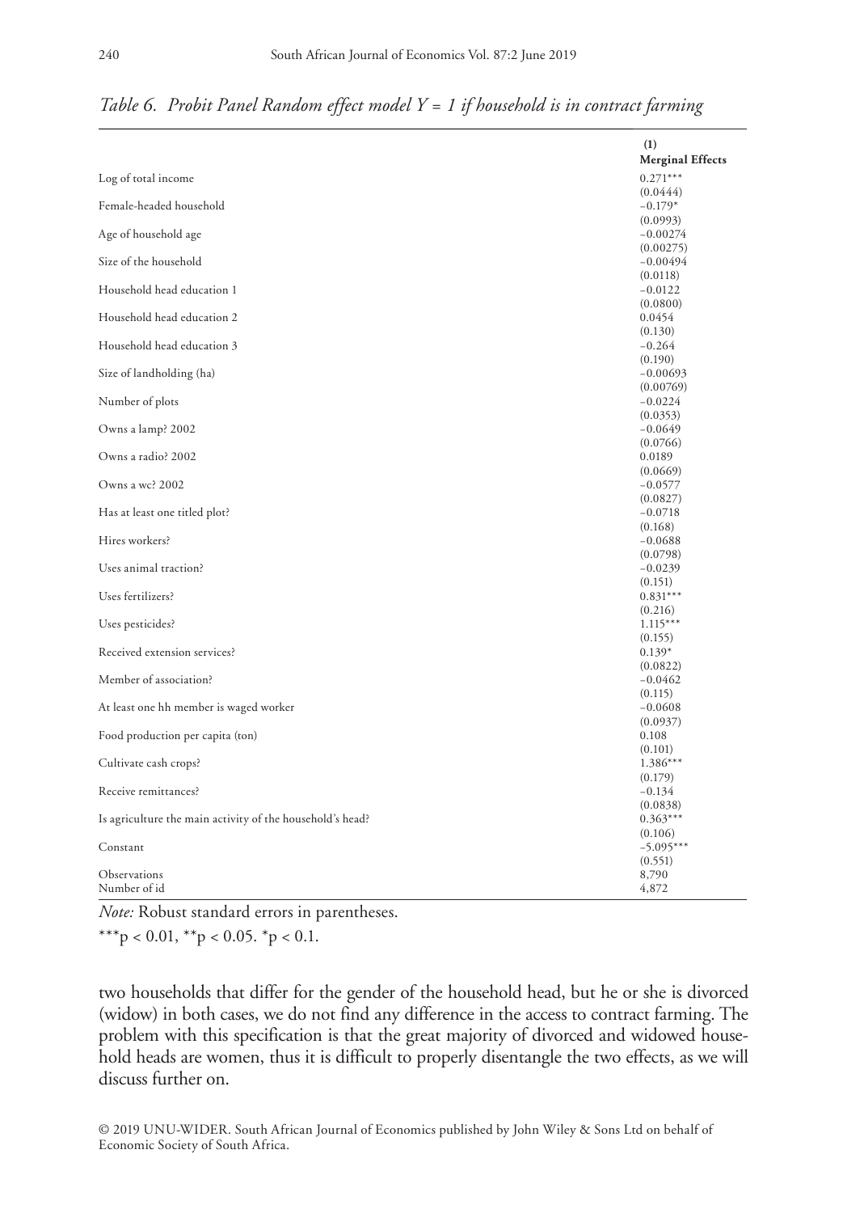*Table 6. Probit Panel Random effect model Y = 1 if household is in contract farming*

| | (1) |
|---|---|
| | **Merginal Effects** |
| Log of total income | 0.271*** |
| | (0.0444) |
| Female-headed household | −0.179* |
| | (0.0993) |
| Age of household age | −0.00274 |
| | (0.00275) |
| Size of the household | −0.00494 |
| | (0.0118) |
| Household head education 1 | −0.0122 |
| | (0.0800) |
| Household head education 2 | 0.0454 |
| | (0.130) |
| Household head education 3 | −0.264 |
| | (0.190) |
| Size of landholding (ha) | −0.00693 |
| | (0.00769) |
| Number of plots | −0.0224 |
| | (0.0353) |
| Owns a lamp? 2002 | −0.0649 |
| | (0.0766) |
| Owns a radio? 2002 | 0.0189 |
| | (0.0669) |
| Owns a wc? 2002 | −0.0577 |
| | (0.0827) |
| Has at least one titled plot? | −0.0718 |
| | (0.168) |
| Hires workers? | −0.0688 |
| | (0.0798) |
| Uses animal traction? | −0.0239 |
| | (0.151) |
| Uses fertilizers? | 0.831*** |
| | (0.216) |
| Uses pesticides? | 1.115*** |
| | (0.155) |
| Received extension services? | 0.139* |
| | (0.0822) |
| Member of association? | −0.0462 |
| | (0.115) |
| At least one hh member is waged worker | −0.0608 |
| | (0.0937) |
| Food production per capita (ton) | 0.108 |
| | (0.101) |
| Cultivate cash crops? | 1.386*** |
| | (0.179) |
| Receive remittances? | −0.134 |
| | (0.0838) |
| Is agriculture the main activity of the household's head? | 0.363*** |
| | (0.106) |
| Constant | −5.095*** |
| | (0.551) |
| Observations | 8,790 |
| Number of id | 4,872 |

*Note:* Robust standard errors in parentheses.

***p < 0.01, **p < 0.05. *p < 0.1.

two households that differ for the gender of the household head, but he or she is divorced (widow) in both cases, we do not find any difference in the access to contract farming. The problem with this specification is that the great majority of divorced and widowed household heads are women, thus it is difficult to properly disentangle the two effects, as we will discuss further on.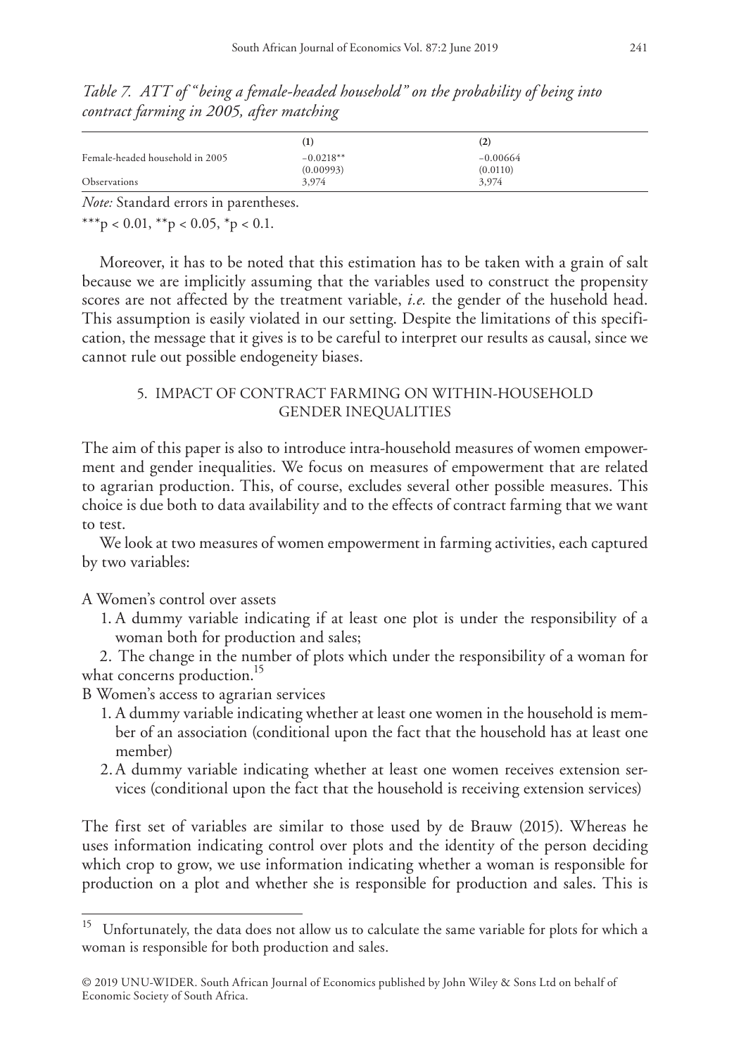*Table 7. ATT of "being a female-headed household" on the probability of being into contract farming in 2005, after matching*

| | (1) | (2) |
|---|---|---|
| Female-headed household in 2005 | −0.0218** | −0.00664 |
| | (0.00993) | (0.0110) |
| Observations | 3,974 | 3,974 |

*Note:* Standard errors in parentheses.

***p < 0.01, **p < 0.05, *p < 0.1.

Moreover, it has to be noted that this estimation has to be taken with a grain of salt because we are implicitly assuming that the variables used to construct the propensity scores are not affected by the treatment variable, *i.e.* the gender of the husehold head. This assumption is easily violated in our setting. Despite the limitations of this specification, the message that it gives is to be careful to interpret our results as causal, since we cannot rule out possible endogeneity biases.

## 5. IMPACT OF CONTRACT FARMING ON WITHIN-HOUSEHOLD GENDER INEQUALITIES

The aim of this paper is also to introduce intra-household measures of women empowerment and gender inequalities. We focus on measures of empowerment that are related to agrarian production. This, of course, excludes several other possible measures. This choice is due both to data availability and to the effects of contract farming that we want to test.

We look at two measures of women empowerment in farming activities, each captured by two variables:

A Women's control over assets

1. A dummy variable indicating if at least one plot is under the responsibility of a woman both for production and sales;
2. The change in the number of plots which under the responsibility of a woman for what concerns production.[15]

B Women's access to agrarian services

1. A dummy variable indicating whether at least one women in the household is member of an association (conditional upon the fact that the household has at least one member)
2. A dummy variable indicating whether at least one women receives extension services (conditional upon the fact that the household is receiving extension services)

The first set of variables are similar to those used by de Brauw (2015). Whereas he uses information indicating control over plots and the identity of the person deciding which crop to grow, we use information indicating whether a woman is responsible for production on a plot and whether she is responsible for production and sales. This is

[15] Unfortunately, the data does not allow us to calculate the same variable for plots for which a woman is responsible for both production and sales.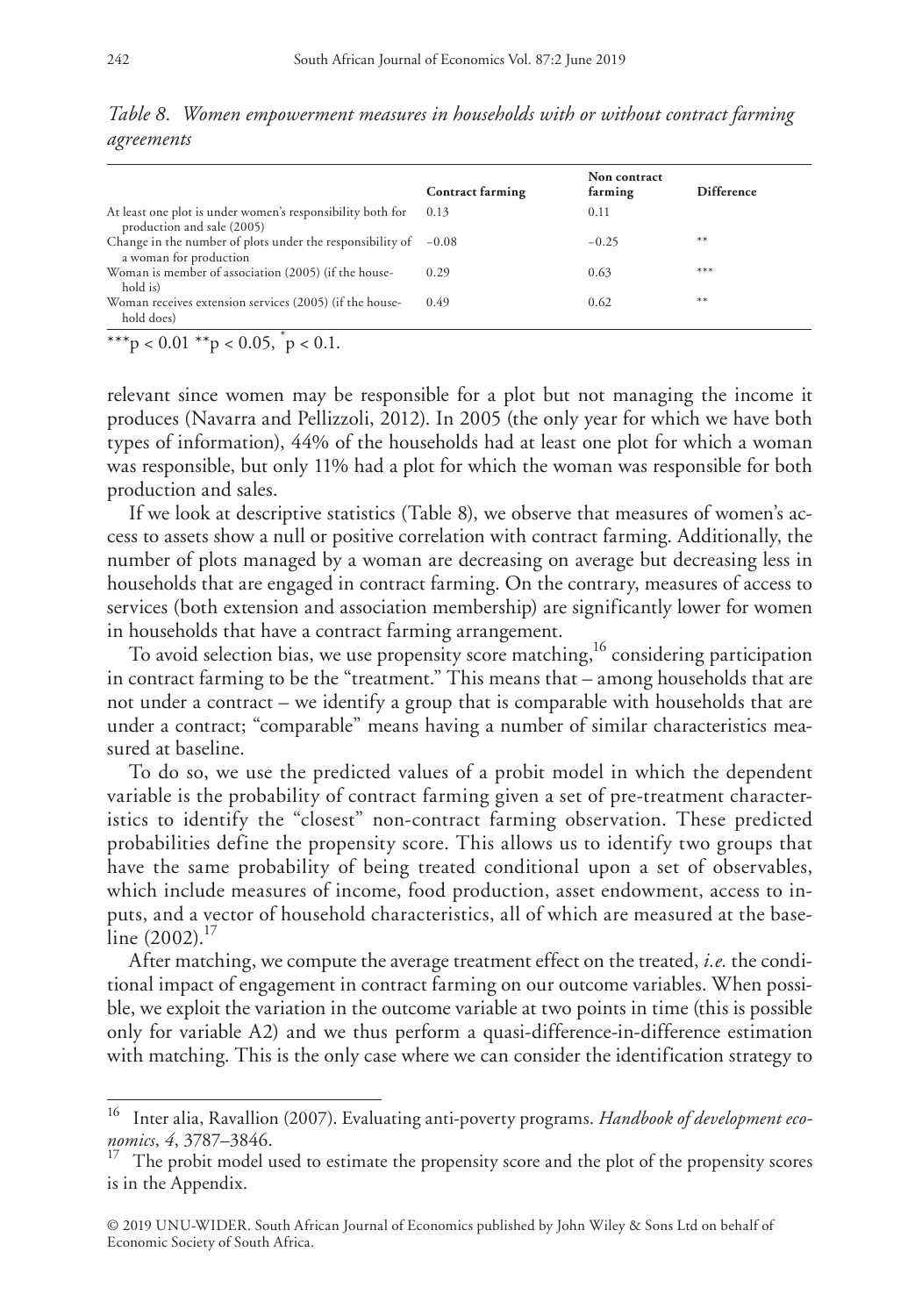*Table 8. Women empowerment measures in households with or without contract farming agreements*

| | Contract farming | Non contract farming | Difference |
|---|---|---|---|
| At least one plot is under women's responsibility both for production and sale (2005) | 0.13 | 0.11 | |
| Change in the number of plots under the responsibility of a woman for production | −0.08 | −0.25 | ** |
| Woman is member of association (2005) (if the household is) | 0.29 | 0.63 | *** |
| Woman receives extension services (2005) (if the household does) | 0.49 | 0.62 | ** |

***$p < 0.01$ **$p < 0.05$, *$p < 0.1$.

relevant since women may be responsible for a plot but not managing the income it produces (Navarra and Pellizzoli, 2012). In 2005 (the only year for which we have both types of information), 44% of the households had at least one plot for which a woman was responsible, but only 11% had a plot for which the woman was responsible for both production and sales.

If we look at descriptive statistics (Table 8), we observe that measures of women's access to assets show a null or positive correlation with contract farming. Additionally, the number of plots managed by a woman are decreasing on average but decreasing less in households that are engaged in contract farming. On the contrary, measures of access to services (both extension and association membership) are significantly lower for women in households that have a contract farming arrangement.

To avoid selection bias, we use propensity score matching,[16] considering participation in contract farming to be the "treatment." This means that – among households that are not under a contract – we identify a group that is comparable with households that are under a contract; "comparable" means having a number of similar characteristics measured at baseline.

To do so, we use the predicted values of a probit model in which the dependent variable is the probability of contract farming given a set of pre-treatment characteristics to identify the "closest" non-contract farming observation. These predicted probabilities define the propensity score. This allows us to identify two groups that have the same probability of being treated conditional upon a set of observables, which include measures of income, food production, asset endowment, access to inputs, and a vector of household characteristics, all of which are measured at the baseline (2002).[17]

After matching, we compute the average treatment effect on the treated, *i.e.* the conditional impact of engagement in contract farming on our outcome variables. When possible, we exploit the variation in the outcome variable at two points in time (this is possible only for variable A2) and we thus perform a quasi-difference-in-difference estimation with matching. This is the only case where we can consider the identification strategy to

[16] Inter alia, Ravallion (2007). Evaluating anti-poverty programs. *Handbook of development economics*, *4*, 3787–3846.

[17] The probit model used to estimate the propensity score and the plot of the propensity scores is in the Appendix.

© 2019 UNU-WIDER. South African Journal of Economics published by John Wiley & Sons Ltd on behalf of Economic Society of South Africa.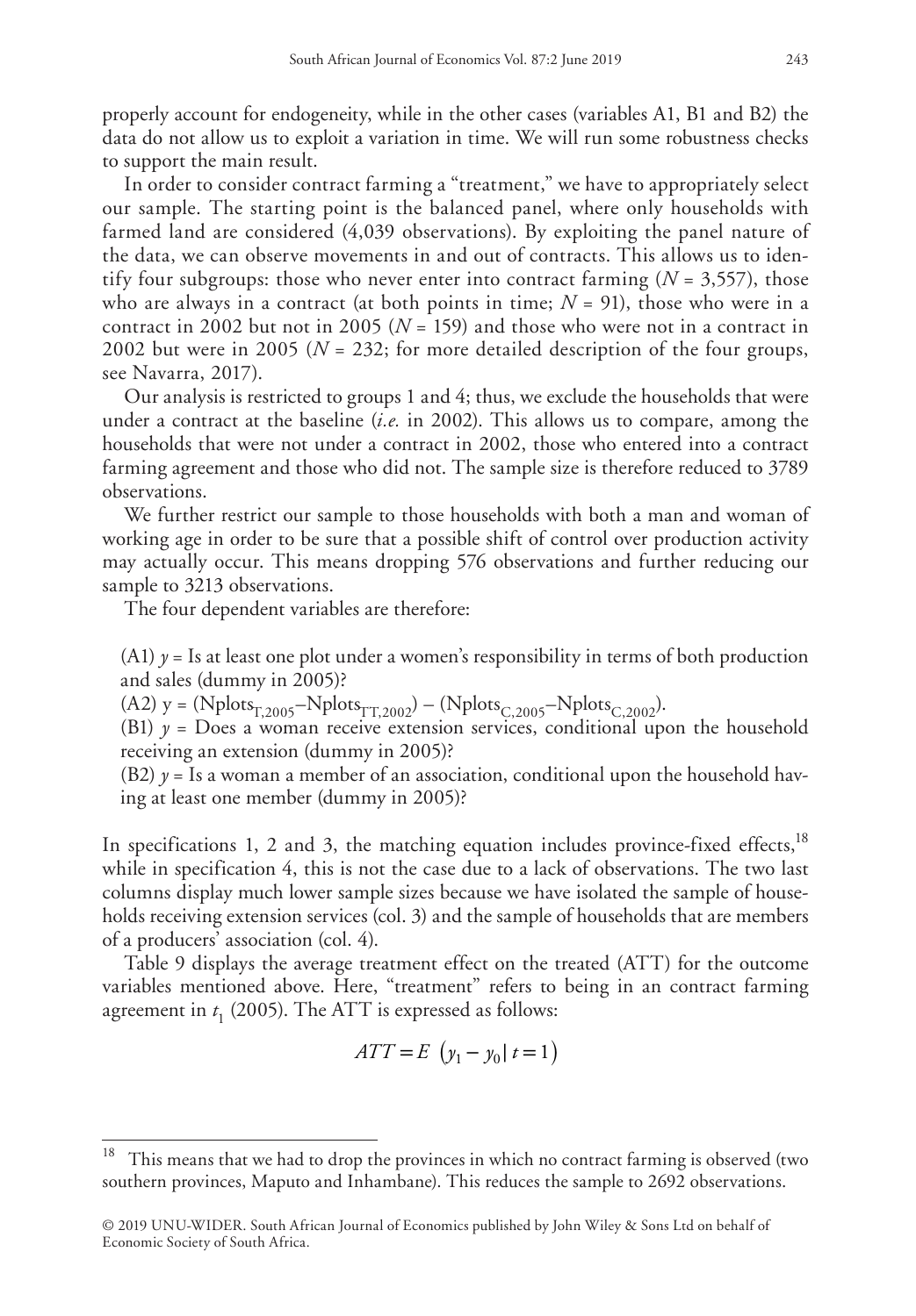properly account for endogeneity, while in the other cases (variables A1, B1 and B2) the data do not allow us to exploit a variation in time. We will run some robustness checks to support the main result.

In order to consider contract farming a "treatment," we have to appropriately select our sample. The starting point is the balanced panel, where only households with farmed land are considered (4,039 observations). By exploiting the panel nature of the data, we can observe movements in and out of contracts. This allows us to identify four subgroups: those who never enter into contract farming ($N = 3{,}557$), those who are always in a contract (at both points in time; $N = 91$), those who were in a contract in 2002 but not in 2005 ($N = 159$) and those who were not in a contract in 2002 but were in 2005 ($N = 232$; for more detailed description of the four groups, see Navarra, 2017).

Our analysis is restricted to groups 1 and 4; thus, we exclude the households that were under a contract at the baseline (*i.e.* in 2002). This allows us to compare, among the households that were not under a contract in 2002, those who entered into a contract farming agreement and those who did not. The sample size is therefore reduced to 3789 observations.

We further restrict our sample to those households with both a man and woman of working age in order to be sure that a possible shift of control over production activity may actually occur. This means dropping 576 observations and further reducing our sample to 3213 observations.

The four dependent variables are therefore:

(A1) $y$ = Is at least one plot under a women's responsibility in terms of both production and sales (dummy in 2005)?

(A2) $y = (\text{Nplots}_{T,2005} - \text{Nplots}_{TT,2002}) - (\text{Nplots}_{C,2005} - \text{Nplots}_{C,2002})$.

(B1) $y$ = Does a woman receive extension services, conditional upon the household receiving an extension (dummy in 2005)?

(B2) $y$ = Is a woman a member of an association, conditional upon the household having at least one member (dummy in 2005)?

In specifications 1, 2 and 3, the matching equation includes province-fixed effects,[18] while in specification 4, this is not the case due to a lack of observations. The two last columns display much lower sample sizes because we have isolated the sample of households receiving extension services (col. 3) and the sample of households that are members of a producers' association (col. 4).

Table 9 displays the average treatment effect on the treated (ATT) for the outcome variables mentioned above. Here, "treatment" refers to being in an contract farming agreement in $t_1$ (2005). The ATT is expressed as follows:

$$ATT = E\left(y_1 - y_0 \mid t = 1\right)$$

[18] This means that we had to drop the provinces in which no contract farming is observed (two southern provinces, Maputo and Inhambane). This reduces the sample to 2692 observations.

© 2019 UNU-WIDER. South African Journal of Economics published by John Wiley & Sons Ltd on behalf of Economic Society of South Africa.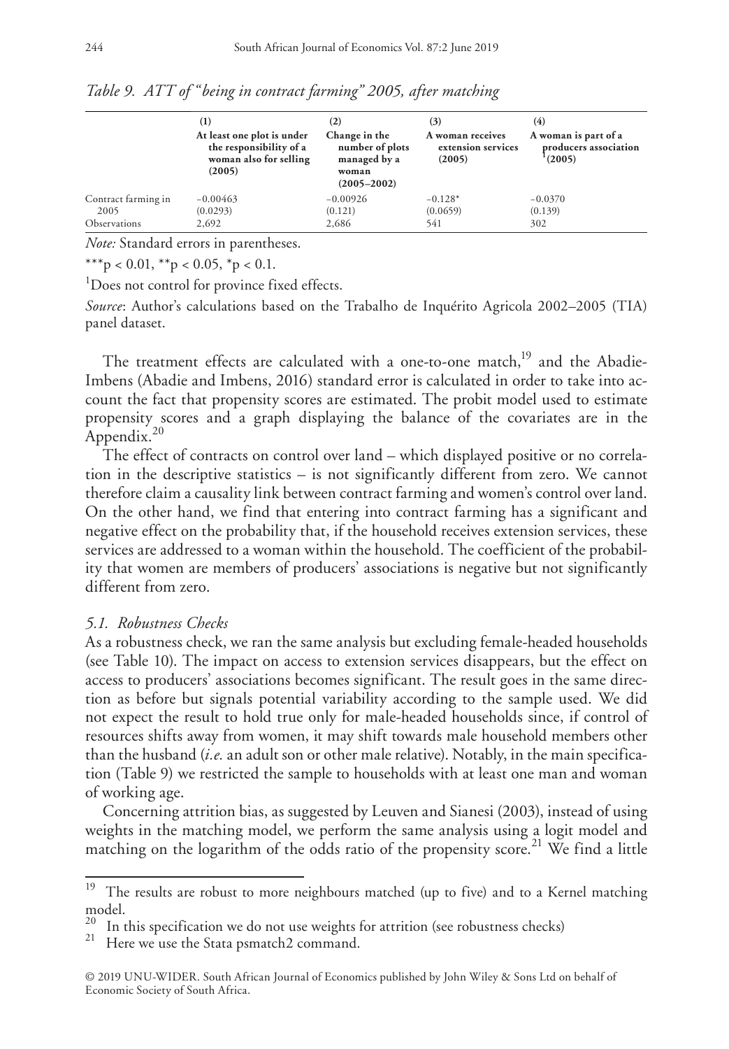*Table 9. ATT of "being in contract farming" 2005, after matching*

| | (1) At least one plot is under the responsibility of a woman also for selling (2005) | (2) Change in the number of plots managed by a woman (2005–2002) | (3) A woman receives extension services (2005) | (4) A woman is part of a producers association[1] (2005) |
|---|---|---|---|---|
| Contract farming in 2005 | −0.00463 | −0.00926 | −0.128* | −0.0370 |
| | (0.0293) | (0.121) | (0.0659) | (0.139) |
| Observations | 2,692 | 2,686 | 541 | 302 |

*Note:* Standard errors in parentheses.

***p < 0.01, **p < 0.05, *p < 0.1.

[1]Does not control for province fixed effects.

*Source*: Author's calculations based on the Trabalho de Inquérito Agricola 2002–2005 (TIA) panel dataset.

The treatment effects are calculated with a one-to-one match,[19] and the Abadie-Imbens (Abadie and Imbens, 2016) standard error is calculated in order to take into account the fact that propensity scores are estimated. The probit model used to estimate propensity scores and a graph displaying the balance of the covariates are in the Appendix.[20]

The effect of contracts on control over land – which displayed positive or no correlation in the descriptive statistics – is not significantly different from zero. We cannot therefore claim a causality link between contract farming and women's control over land. On the other hand, we find that entering into contract farming has a significant and negative effect on the probability that, if the household receives extension services, these services are addressed to a woman within the household. The coefficient of the probability that women are members of producers' associations is negative but not significantly different from zero.

### 5.1. Robustness Checks

As a robustness check, we ran the same analysis but excluding female-headed households (see Table 10). The impact on access to extension services disappears, but the effect on access to producers' associations becomes significant. The result goes in the same direction as before but signals potential variability according to the sample used. We did not expect the result to hold true only for male-headed households since, if control of resources shifts away from women, it may shift towards male household members other than the husband (*i.e.* an adult son or other male relative). Notably, in the main specification (Table 9) we restricted the sample to households with at least one man and woman of working age.

Concerning attrition bias, as suggested by Leuven and Sianesi (2003), instead of using weights in the matching model, we perform the same analysis using a logit model and matching on the logarithm of the odds ratio of the propensity score.[21] We find a little

[19] The results are robust to more neighbours matched (up to five) and to a Kernel matching model.

[20] In this specification we do not use weights for attrition (see robustness checks)

[21] Here we use the Stata psmatch2 command.

© 2019 UNU-WIDER. South African Journal of Economics published by John Wiley & Sons Ltd on behalf of Economic Society of South Africa.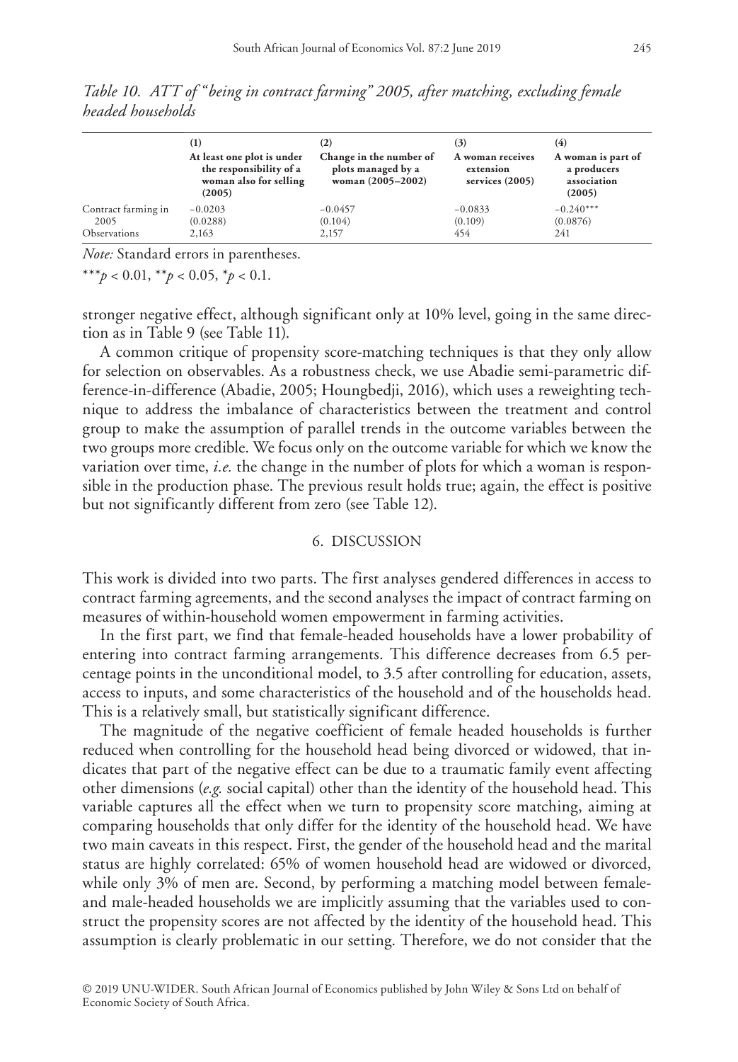*Table 10. ATT of "being in contract farming" 2005, after matching, excluding female headed households*

| | (1) At least one plot is under the responsibility of a woman also for selling (2005) | (2) Change in the number of plots managed by a woman (2005–2002) | (3) A woman receives extension services (2005) | (4) A woman is part of a producers association (2005) |
|---|---|---|---|---|
| Contract farming in 2005 | −0.0203 | −0.0457 | −0.0833 | −0.240*** |
| | (0.0288) | (0.104) | (0.109) | (0.0876) |
| Observations | 2,163 | 2,157 | 454 | 241 |

*Note:* Standard errors in parentheses.

***$p < 0.01$, **$p < 0.05$, *$p < 0.1$.

stronger negative effect, although significant only at 10% level, going in the same direction as in Table 9 (see Table 11).

A common critique of propensity score-matching techniques is that they only allow for selection on observables. As a robustness check, we use Abadie semi-parametric difference-in-difference (Abadie, 2005; Houngbedji, 2016), which uses a reweighting technique to address the imbalance of characteristics between the treatment and control group to make the assumption of parallel trends in the outcome variables between the two groups more credible. We focus only on the outcome variable for which we know the variation over time, *i.e.* the change in the number of plots for which a woman is responsible in the production phase. The previous result holds true; again, the effect is positive but not significantly different from zero (see Table 12).

## 6. DISCUSSION

This work is divided into two parts. The first analyses gendered differences in access to contract farming agreements, and the second analyses the impact of contract farming on measures of within-household women empowerment in farming activities.

In the first part, we find that female-headed households have a lower probability of entering into contract farming arrangements. This difference decreases from 6.5 percentage points in the unconditional model, to 3.5 after controlling for education, assets, access to inputs, and some characteristics of the household and of the households head. This is a relatively small, but statistically significant difference.

The magnitude of the negative coefficient of female headed households is further reduced when controlling for the household head being divorced or widowed, that indicates that part of the negative effect can be due to a traumatic family event affecting other dimensions (*e.g.* social capital) other than the identity of the household head. This variable captures all the effect when we turn to propensity score matching, aiming at comparing households that only differ for the identity of the household head. We have two main caveats in this respect. First, the gender of the household head and the marital status are highly correlated: 65% of women household head are widowed or divorced, while only 3% of men are. Second, by performing a matching model between female- and male-headed households we are implicitly assuming that the variables used to construct the propensity scores are not affected by the identity of the household head. This assumption is clearly problematic in our setting. Therefore, we do not consider that the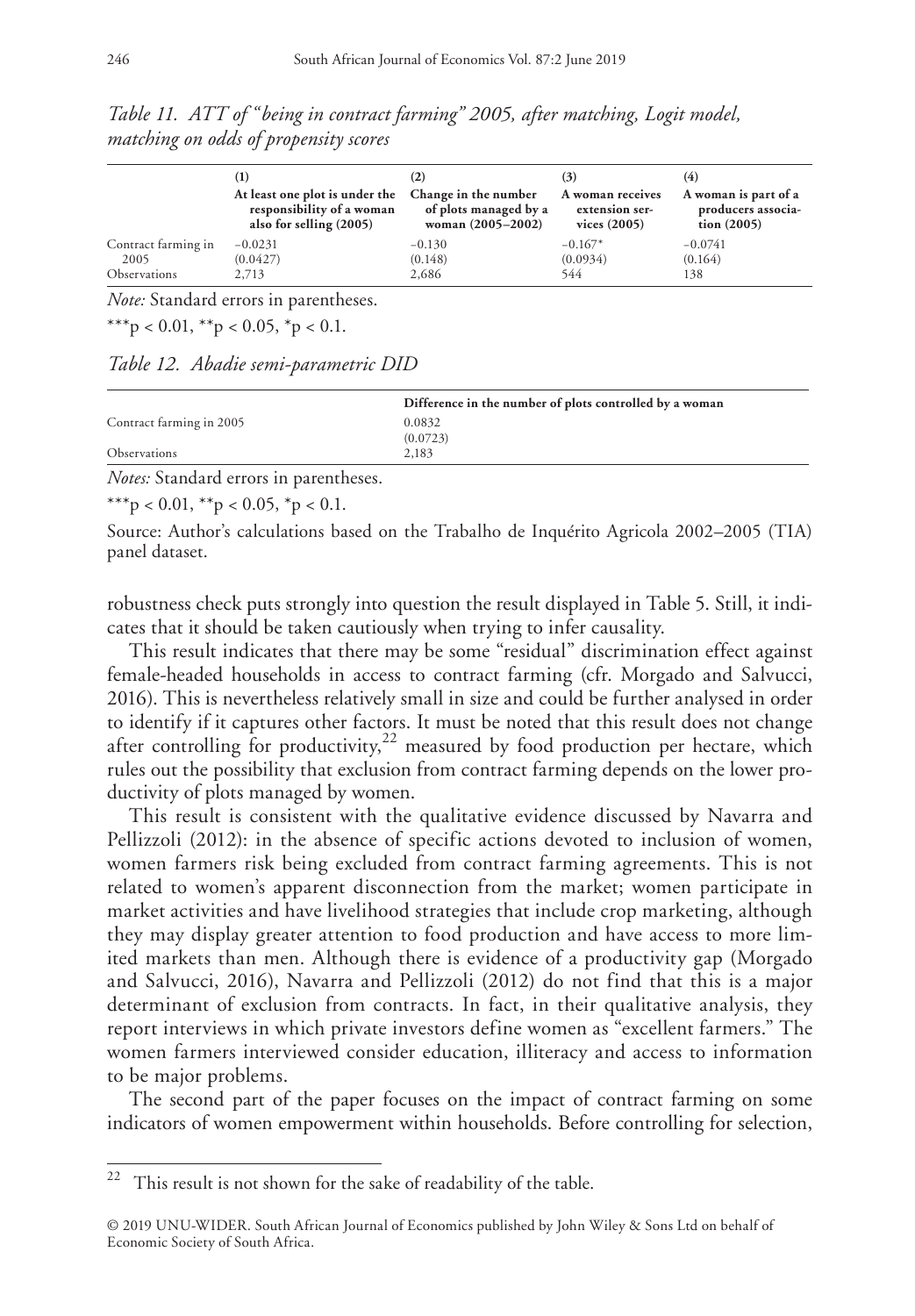*Table 11. ATT of "being in contract farming" 2005, after matching, Logit model, matching on odds of propensity scores*

| | (1) At least one plot is under the responsibility of a woman also for selling (2005) | (2) Change in the number of plots managed by a woman (2005–2002) | (3) A woman receives extension services (2005) | (4) A woman is part of a producers association (2005) |
|---|---|---|---|---|
| Contract farming in 2005 | −0.0231 | −0.130 | −0.167* | −0.0741 |
| | (0.0427) | (0.148) | (0.0934) | (0.164) |
| Observations | 2,713 | 2,686 | 544 | 138 |

*Note:* Standard errors in parentheses.

***p < 0.01, **p < 0.05, *p < 0.1.

*Table 12. Abadie semi-parametric DID*

| | Difference in the number of plots controlled by a woman |
|---|---|
| Contract farming in 2005 | 0.0832 |
| | (0.0723) |
| Observations | 2,183 |

*Notes:* Standard errors in parentheses.

***p < 0.01, **p < 0.05, *p < 0.1.

Source: Author's calculations based on the Trabalho de Inquérito Agricola 2002–2005 (TIA) panel dataset.

robustness check puts strongly into question the result displayed in Table 5. Still, it indicates that it should be taken cautiously when trying to infer causality.

This result indicates that there may be some "residual" discrimination effect against female-headed households in access to contract farming (cfr. Morgado and Salvucci, 2016). This is nevertheless relatively small in size and could be further analysed in order to identify if it captures other factors. It must be noted that this result does not change after controlling for productivity,[22] measured by food production per hectare, which rules out the possibility that exclusion from contract farming depends on the lower productivity of plots managed by women.

This result is consistent with the qualitative evidence discussed by Navarra and Pellizzoli (2012): in the absence of specific actions devoted to inclusion of women, women farmers risk being excluded from contract farming agreements. This is not related to women's apparent disconnection from the market; women participate in market activities and have livelihood strategies that include crop marketing, although they may display greater attention to food production and have access to more limited markets than men. Although there is evidence of a productivity gap (Morgado and Salvucci, 2016), Navarra and Pellizzoli (2012) do not find that this is a major determinant of exclusion from contracts. In fact, in their qualitative analysis, they report interviews in which private investors define women as "excellent farmers." The women farmers interviewed consider education, illiteracy and access to information to be major problems.

The second part of the paper focuses on the impact of contract farming on some indicators of women empowerment within households. Before controlling for selection,

[22] This result is not shown for the sake of readability of the table.

© 2019 UNU-WIDER. South African Journal of Economics published by John Wiley & Sons Ltd on behalf of Economic Society of South Africa.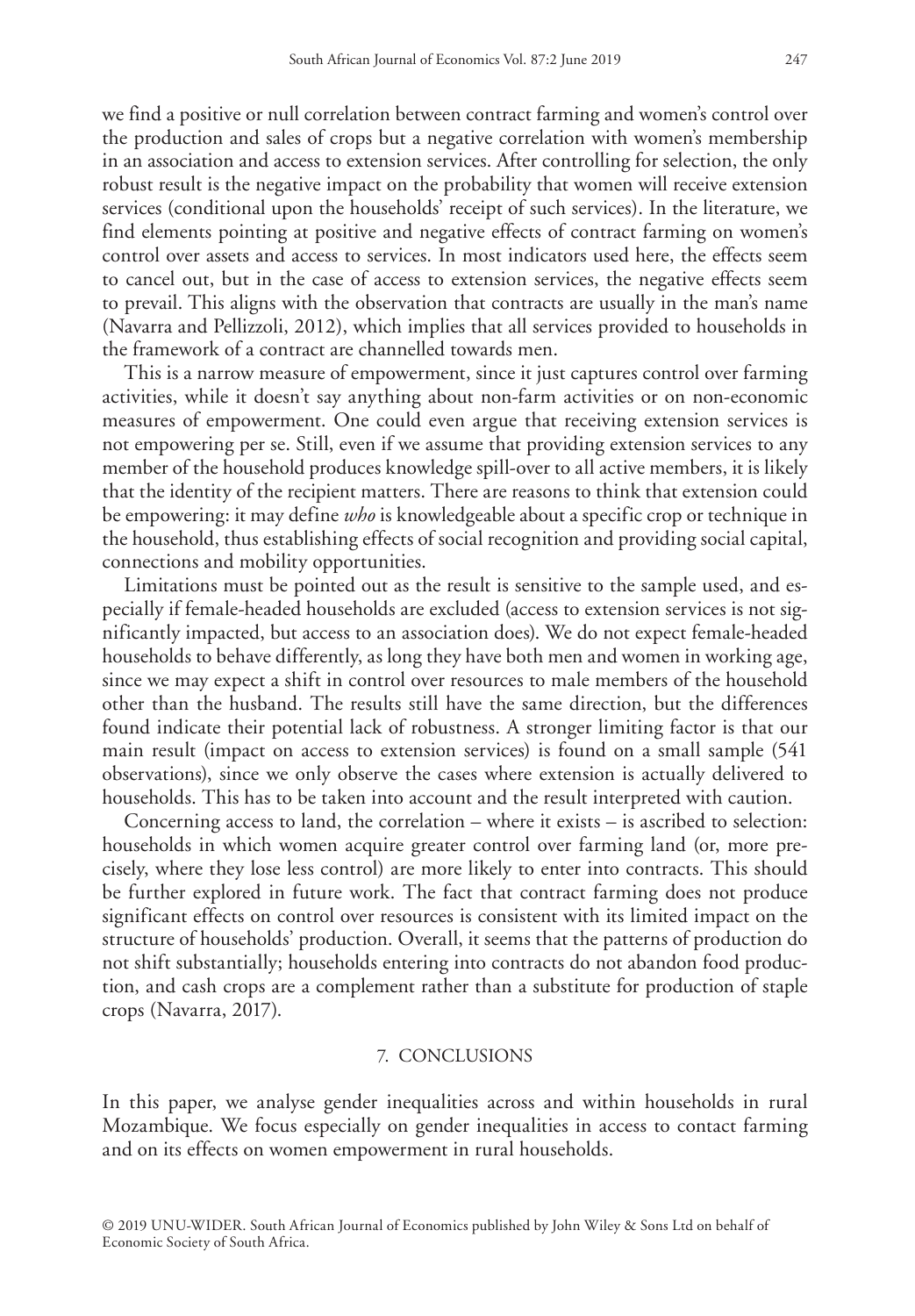we find a positive or null correlation between contract farming and women's control over the production and sales of crops but a negative correlation with women's membership in an association and access to extension services. After controlling for selection, the only robust result is the negative impact on the probability that women will receive extension services (conditional upon the households' receipt of such services). In the literature, we find elements pointing at positive and negative effects of contract farming on women's control over assets and access to services. In most indicators used here, the effects seem to cancel out, but in the case of access to extension services, the negative effects seem to prevail. This aligns with the observation that contracts are usually in the man's name (Navarra and Pellizzoli, 2012), which implies that all services provided to households in the framework of a contract are channelled towards men.

This is a narrow measure of empowerment, since it just captures control over farming activities, while it doesn't say anything about non-farm activities or on non-economic measures of empowerment. One could even argue that receiving extension services is not empowering per se. Still, even if we assume that providing extension services to any member of the household produces knowledge spill-over to all active members, it is likely that the identity of the recipient matters. There are reasons to think that extension could be empowering: it may define *who* is knowledgeable about a specific crop or technique in the household, thus establishing effects of social recognition and providing social capital, connections and mobility opportunities.

Limitations must be pointed out as the result is sensitive to the sample used, and especially if female-headed households are excluded (access to extension services is not significantly impacted, but access to an association does). We do not expect female-headed households to behave differently, as long they have both men and women in working age, since we may expect a shift in control over resources to male members of the household other than the husband. The results still have the same direction, but the differences found indicate their potential lack of robustness. A stronger limiting factor is that our main result (impact on access to extension services) is found on a small sample (541 observations), since we only observe the cases where extension is actually delivered to households. This has to be taken into account and the result interpreted with caution.

Concerning access to land, the correlation – where it exists – is ascribed to selection: households in which women acquire greater control over farming land (or, more precisely, where they lose less control) are more likely to enter into contracts. This should be further explored in future work. The fact that contract farming does not produce significant effects on control over resources is consistent with its limited impact on the structure of households' production. Overall, it seems that the patterns of production do not shift substantially; households entering into contracts do not abandon food production, and cash crops are a complement rather than a substitute for production of staple crops (Navarra, 2017).

## 7. CONCLUSIONS

In this paper, we analyse gender inequalities across and within households in rural Mozambique. We focus especially on gender inequalities in access to contact farming and on its effects on women empowerment in rural households.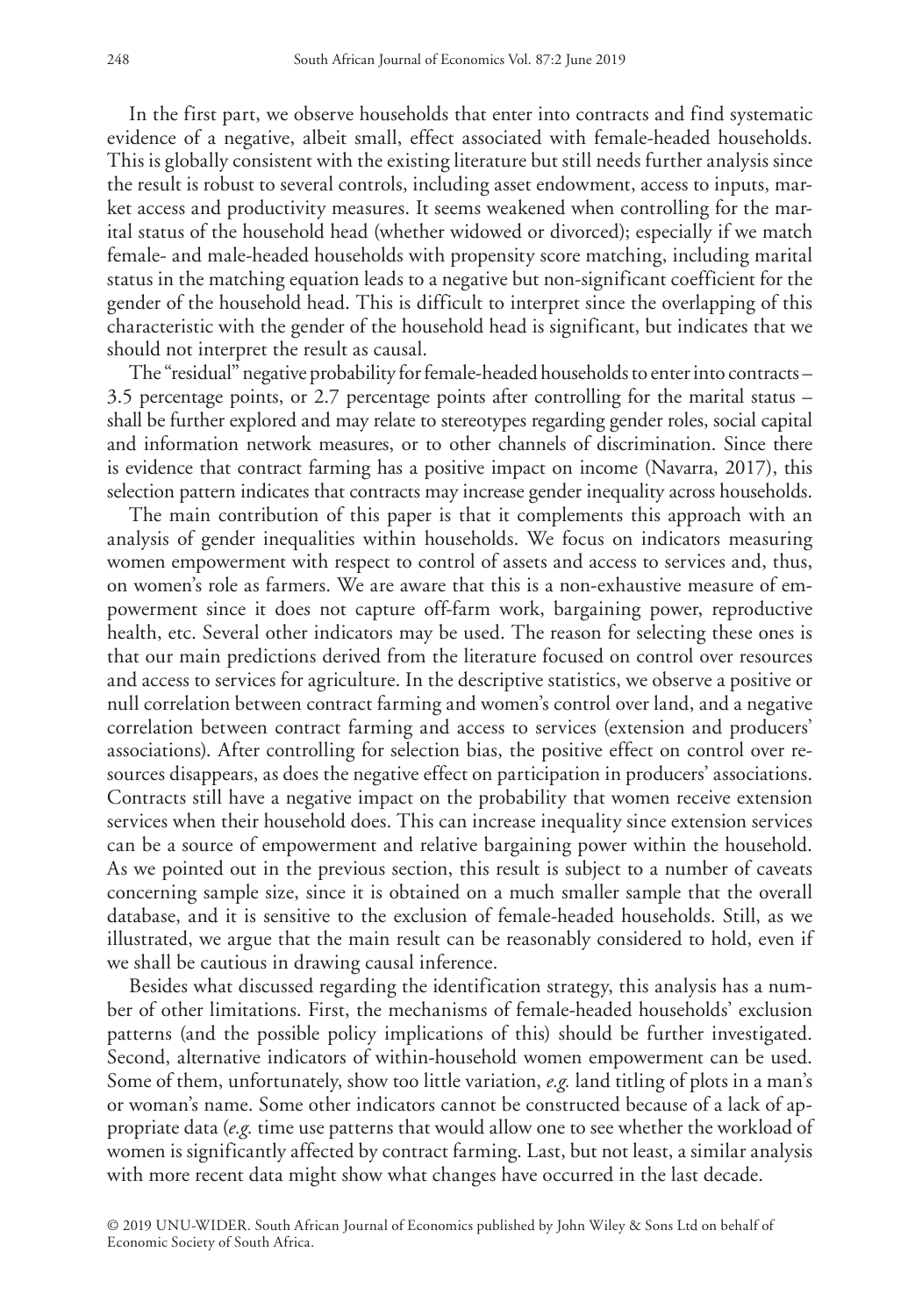In the first part, we observe households that enter into contracts and find systematic evidence of a negative, albeit small, effect associated with female-headed households. This is globally consistent with the existing literature but still needs further analysis since the result is robust to several controls, including asset endowment, access to inputs, market access and productivity measures. It seems weakened when controlling for the marital status of the household head (whether widowed or divorced); especially if we match female- and male-headed households with propensity score matching, including marital status in the matching equation leads to a negative but non-significant coefficient for the gender of the household head. This is difficult to interpret since the overlapping of this characteristic with the gender of the household head is significant, but indicates that we should not interpret the result as causal.

The "residual" negative probability for female-headed households to enter into contracts – 3.5 percentage points, or 2.7 percentage points after controlling for the marital status – shall be further explored and may relate to stereotypes regarding gender roles, social capital and information network measures, or to other channels of discrimination. Since there is evidence that contract farming has a positive impact on income (Navarra, 2017), this selection pattern indicates that contracts may increase gender inequality across households.

The main contribution of this paper is that it complements this approach with an analysis of gender inequalities within households. We focus on indicators measuring women empowerment with respect to control of assets and access to services and, thus, on women's role as farmers. We are aware that this is a non-exhaustive measure of empowerment since it does not capture off-farm work, bargaining power, reproductive health, etc. Several other indicators may be used. The reason for selecting these ones is that our main predictions derived from the literature focused on control over resources and access to services for agriculture. In the descriptive statistics, we observe a positive or null correlation between contract farming and women's control over land, and a negative correlation between contract farming and access to services (extension and producers' associations). After controlling for selection bias, the positive effect on control over resources disappears, as does the negative effect on participation in producers' associations. Contracts still have a negative impact on the probability that women receive extension services when their household does. This can increase inequality since extension services can be a source of empowerment and relative bargaining power within the household. As we pointed out in the previous section, this result is subject to a number of caveats concerning sample size, since it is obtained on a much smaller sample that the overall database, and it is sensitive to the exclusion of female-headed households. Still, as we illustrated, we argue that the main result can be reasonably considered to hold, even if we shall be cautious in drawing causal inference.

Besides what discussed regarding the identification strategy, this analysis has a number of other limitations. First, the mechanisms of female-headed households' exclusion patterns (and the possible policy implications of this) should be further investigated. Second, alternative indicators of within-household women empowerment can be used. Some of them, unfortunately, show too little variation, *e.g.* land titling of plots in a man's or woman's name. Some other indicators cannot be constructed because of a lack of appropriate data (*e.g.* time use patterns that would allow one to see whether the workload of women is significantly affected by contract farming. Last, but not least, a similar analysis with more recent data might show what changes have occurred in the last decade.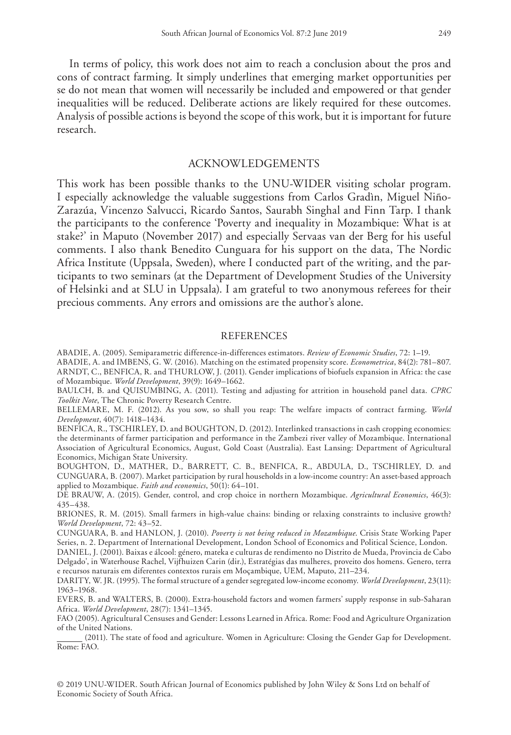In terms of policy, this work does not aim to reach a conclusion about the pros and cons of contract farming. It simply underlines that emerging market opportunities per se do not mean that women will necessarily be included and empowered or that gender inequalities will be reduced. Deliberate actions are likely required for these outcomes. Analysis of possible actions is beyond the scope of this work, but it is important for future research.

## ACKNOWLEDGEMENTS

This work has been possible thanks to the UNU-WIDER visiting scholar program. I especially acknowledge the valuable suggestions from Carlos Gradìn, Miguel Niño-Zarazúa, Vincenzo Salvucci, Ricardo Santos, Saurabh Singhal and Finn Tarp. I thank the participants to the conference 'Poverty and inequality in Mozambique: What is at stake?' in Maputo (November 2017) and especially Servaas van der Berg for his useful comments. I also thank Benedito Cunguara for his support on the data, The Nordic Africa Institute (Uppsala, Sweden), where I conducted part of the writing, and the participants to two seminars (at the Department of Development Studies of the University of Helsinki and at SLU in Uppsala). I am grateful to two anonymous referees for their precious comments. Any errors and omissions are the author's alone.

## REFERENCES

ABADIE, A. (2005). Semiparametric difference-in-differences estimators. *Review of Economic Studies*, 72: 1–19.

ABADIE, A. and IMBENS, G. W. (2016). Matching on the estimated propensity score. *Econometrica*, 84(2): 781–807.

ARNDT, C., BENFICA, R. and THURLOW, J. (2011). Gender implications of biofuels expansion in Africa: the case of Mozambique. *World Development*, 39(9): 1649–1662.

BAULCH, B. and QUISUMBING, A. (2011). Testing and adjusting for attrition in household panel data. *CPRC Toolkit Note*, The Chronic Poverty Research Centre.

BELLEMARE, M. F. (2012). As you sow, so shall you reap: The welfare impacts of contract farming. *World Development*, 40(7): 1418–1434.

BENFICA, R., TSCHIRLEY, D. and BOUGHTON, D. (2012). Interlinked transactions in cash cropping economies: the determinants of farmer participation and performance in the Zambezi river valley of Mozambique. International Association of Agricultural Economics, August, Gold Coast (Australia). East Lansing: Department of Agricultural Economics, Michigan State University.

BOUGHTON, D., MATHER, D., BARRETT, C. B., BENFICA, R., ABDULA, D., TSCHIRLEY, D. and CUNGUARA, B. (2007). Market participation by rural households in a low-income country: An asset-based approach applied to Mozambique. *Faith and economics*, 50(1): 64–101.

DE BRAUW, A. (2015). Gender, control, and crop choice in northern Mozambique. *Agricultural Economics*, 46(3): 435–438.

BRIONES, R. M. (2015). Small farmers in high-value chains: binding or relaxing constraints to inclusive growth? *World Development*, 72: 43–52.

CUNGUARA, B. and HANLON, J. (2010). *Poverty is not being reduced in Mozambique*. Crisis State Working Paper Series, n. 2. Department of International Development, London School of Economics and Political Science, London.

DANIEL, J. (2001). Baixas e álcool: género, mateka e culturas de rendimento no Distrito de Mueda, Provincia de Cabo Delgado', in Waterhouse Rachel, Vijfhuizen Carin (dir.), Estratégias das mulheres, proveito dos homens. Genero, terra e recursos naturais em diferentes contextos rurais em Moçambique, UEM, Maputo, 211–234.

DARITY, W. JR. (1995). The formal structure of a gender segregated low-income economy. *World Development*, 23(11): 1963–1968.

EVERS, B. and WALTERS, B. (2000). Extra-household factors and women farmers' supply response in sub-Saharan Africa. *World Development*, 28(7): 1341–1345.

FAO (2005). Agricultural Censuses and Gender: Lessons Learned in Africa. Rome: Food and Agriculture Organization of the United Nations.

______ (2011). The state of food and agriculture. Women in Agriculture: Closing the Gender Gap for Development. Rome: FAO.

© 2019 UNU-WIDER. South African Journal of Economics published by John Wiley & Sons Ltd on behalf of Economic Society of South Africa.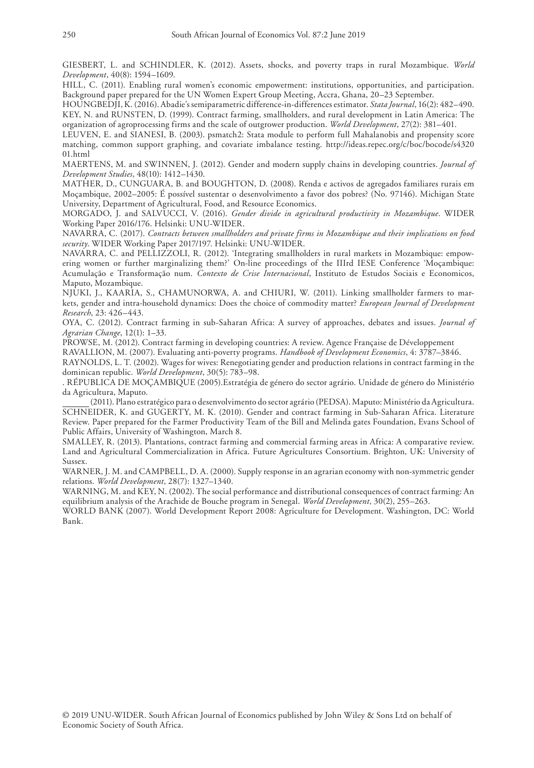GIESBERT, L. and SCHINDLER, K. (2012). Assets, shocks, and poverty traps in rural Mozambique. *World Development*, 40(8): 1594–1609.

HILL, C. (2011). Enabling rural women's economic empowerment: institutions, opportunities, and participation. Background paper prepared for the UN Women Expert Group Meeting, Accra, Ghana, 20–23 September.

HOUNGBEDJI, K. (2016). Abadie's semiparametric difference-in-differences estimator. *Stata Journal*, 16(2): 482–490.

KEY, N. and RUNSTEN, D. (1999). Contract farming, smallholders, and rural development in Latin America: The organization of agroprocessing firms and the scale of outgrower production. *World Development*, 27(2): 381–401.

LEUVEN, E. and SIANESI, B. (2003). psmatch2: Stata module to perform full Mahalanobis and propensity score matching, common support graphing, and covariate imbalance testing. http://ideas.repec.org/c/boc/bocode/s432001.html

MAERTENS, M. and SWINNEN, J. (2012). Gender and modern supply chains in developing countries. *Journal of Development Studies*, 48(10): 1412–1430.

MATHER, D., CUNGUARA, B. and BOUGHTON, D. (2008). Renda e activos de agregados familiares rurais em Moçambique, 2002–2005: É possível sustentar o desenvolvimento a favor dos pobres? (No. 97146). Michigan State University, Department of Agricultural, Food, and Resource Economics.

MORGADO, J. and SALVUCCI, V. (2016). *Gender divide in agricultural productivity in Mozambique*. WIDER Working Paper 2016/176. Helsinki: UNU-WIDER.

NAVARRA, C. (2017). *Contracts between smallholders and private firms in Mozambique and their implications on food security*. WIDER Working Paper 2017/197. Helsinki: UNU-WIDER.

NAVARRA, C. and PELLIZZOLI, R. (2012). 'Integrating smallholders in rural markets in Mozambique: empowering women or further marginalizing them?' On-line proceedings of the IIIrd IESE Conference 'Moçambique: Acumulação e Transformação num. *Contexto de Crise Internacional*, Instituto de Estudos Sociais e Economicos, Maputo, Mozambique.

NJUKI, J., KAARIA, S., CHAMUNORWA, A. and CHIURI, W. (2011). Linking smallholder farmers to markets, gender and intra-household dynamics: Does the choice of commodity matter? *European Journal of Development Research*, 23: 426–443.

OYA, C. (2012). Contract farming in sub-Saharan Africa: A survey of approaches, debates and issues. *Journal of Agrarian Change*, 12(1): 1–33.

PROWSE, M. (2012). Contract farming in developing countries: A review. Agence Française de Développement

RAVALLION, M. (2007). Evaluating anti-poverty programs. *Handbook of Development Economics*, 4: 3787–3846.

RAYNOLDS, L. T. (2002). Wages for wives: Renegotiating gender and production relations in contract farming in the dominican republic. *World Development*, 30(5): 783–98.

. RÉPUBLICA DE MOÇAMBIQUE (2005).Estratégia de género do sector agrário. Unidade de género do Ministério da Agricultura, Maputo.

______ (2011). Plano estratégico para o desenvolvimento do sector agrário (PEDSA). Maputo: Ministério da Agricultura.

SCHNEIDER, K. and GUGERTY, M. K. (2010). Gender and contract farming in Sub-Saharan Africa. Literature Review. Paper prepared for the Farmer Productivity Team of the Bill and Melinda gates Foundation, Evans School of Public Affairs, University of Washington, March 8.

SMALLEY, R. (2013). Plantations, contract farming and commercial farming areas in Africa: A comparative review. Land and Agricultural Commercialization in Africa. Future Agricultures Consortium. Brighton, UK: University of Sussex.

WARNER, J. M. and CAMPBELL, D. A. (2000). Supply response in an agrarian economy with non-symmetric gender relations. *World Development*, 28(7): 1327–1340.

WARNING, M. and KEY, N. (2002). The social performance and distributional consequences of contract farming: An equilibrium analysis of the Arachide de Bouche program in Senegal. *World Development*, 30(2), 255–263.

WORLD BANK (2007). World Development Report 2008: Agriculture for Development. Washington, DC: World Bank.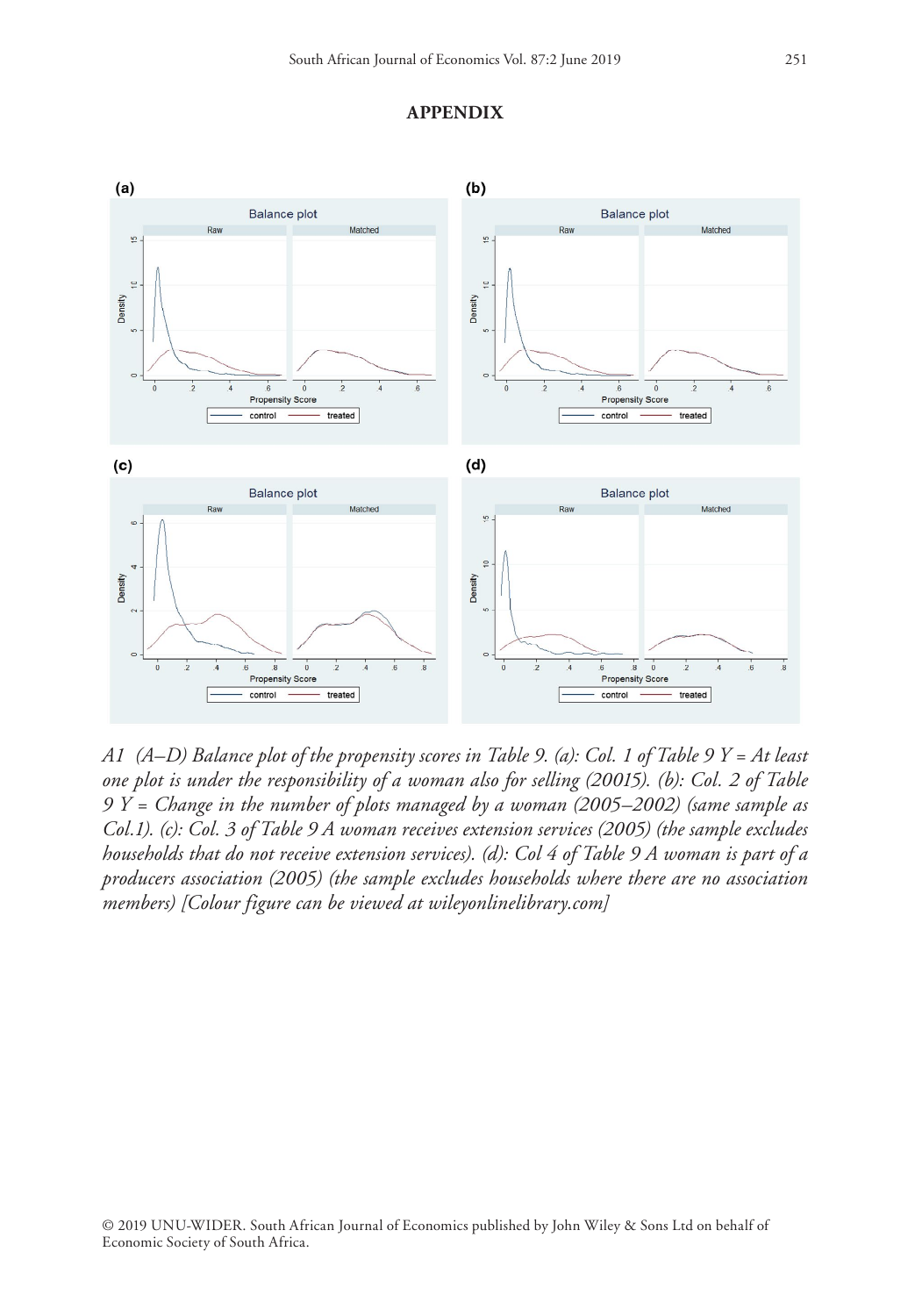## APPENDIX

*A1 (A–D) Balance plot of the propensity scores in Table 9. (a): Col. 1 of Table 9 Y = At least one plot is under the responsibility of a woman also for selling (20015). (b): Col. 2 of Table 9 Y = Change in the number of plots managed by a woman (2005–2002) (same sample as Col.1). (c): Col. 3 of Table 9 A woman receives extension services (2005) (the sample excludes households that do not receive extension services). (d): Col 4 of Table 9 A woman is part of a producers association (2005) (the sample excludes households where there are no association members) [Colour figure can be viewed at wileyonlinelibrary.com]*

© 2019 UNU-WIDER. South African Journal of Economics published by John Wiley & Sons Ltd on behalf of Economic Society of South Africa.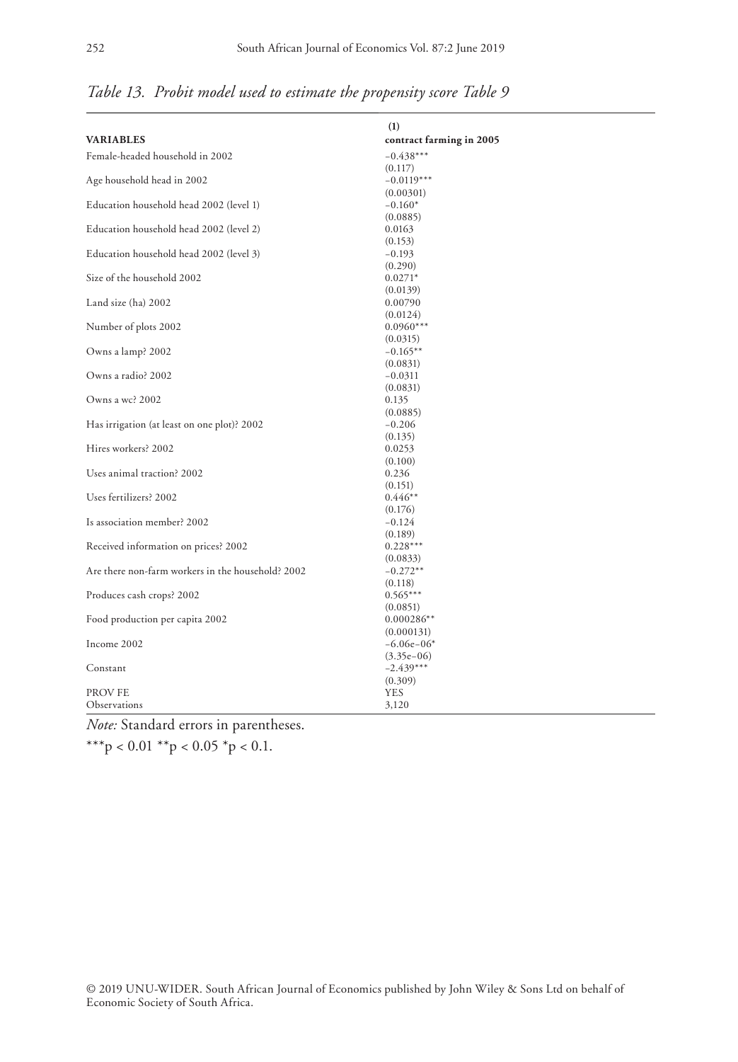*Table 13. Probit model used to estimate the propensity score Table 9*

| VARIABLES | (1)<br>contract farming in 2005 |
|---|---|
| Female-headed household in 2002 | −0.438*** |
| | (0.117) |
| Age household head in 2002 | −0.0119*** |
| | (0.00301) |
| Education household head 2002 (level 1) | −0.160* |
| | (0.0885) |
| Education household head 2002 (level 2) | 0.0163 |
| | (0.153) |
| Education household head 2002 (level 3) | −0.193 |
| | (0.290) |
| Size of the household 2002 | 0.0271* |
| | (0.0139) |
| Land size (ha) 2002 | 0.00790 |
| | (0.0124) |
| Number of plots 2002 | 0.0960*** |
| | (0.0315) |
| Owns a lamp? 2002 | −0.165** |
| | (0.0831) |
| Owns a radio? 2002 | −0.0311 |
| | (0.0831) |
| Owns a wc? 2002 | 0.135 |
| | (0.0885) |
| Has irrigation (at least on one plot)? 2002 | −0.206 |
| | (0.135) |
| Hires workers? 2002 | 0.0253 |
| | (0.100) |
| Uses animal traction? 2002 | 0.236 |
| | (0.151) |
| Uses fertilizers? 2002 | 0.446** |
| | (0.176) |
| Is association member? 2002 | −0.124 |
| | (0.189) |
| Received information on prices? 2002 | 0.228*** |
| | (0.0833) |
| Are there non-farm workers in the household? 2002 | −0.272** |
| | (0.118) |
| Produces cash crops? 2002 | 0.565*** |
| | (0.0851) |
| Food production per capita 2002 | 0.000286** |
| | (0.000131) |
| Income 2002 | −6.06e−06* |
| | (3.35e−06) |
| Constant | −2.439*** |
| | (0.309) |
| PROV FE | YES |
| Observations | 3,120 |

*Note:* Standard errors in parentheses.

***$p < 0.01$ **$p < 0.05$ *$p < 0.1$.